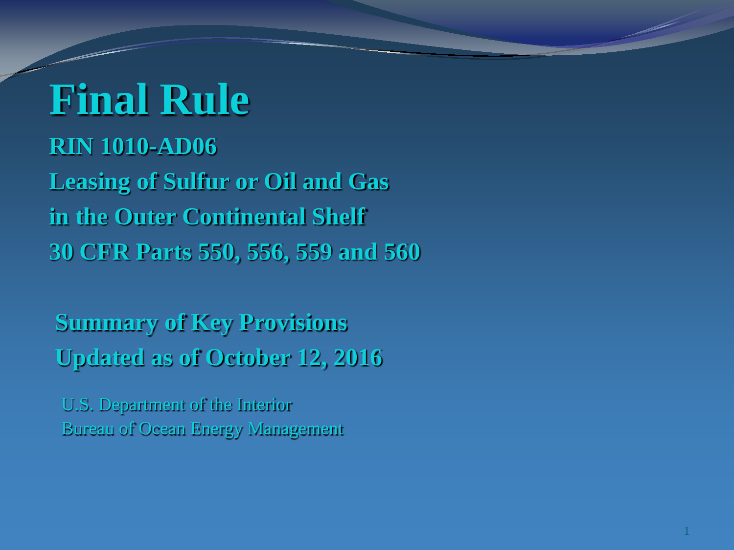# Final Rule

**RIN 1010-AD06**

**Leasing of Sulfur or Oil and Gas**

**in the Outer Continental Shelf**

**30 CFR Parts 550, 556, 559 and 560**

**Summary of Key Provisions**

**Updated as of October 12, 2016**

U.S. Department of the Interior

Bureau of Ocean Energy Management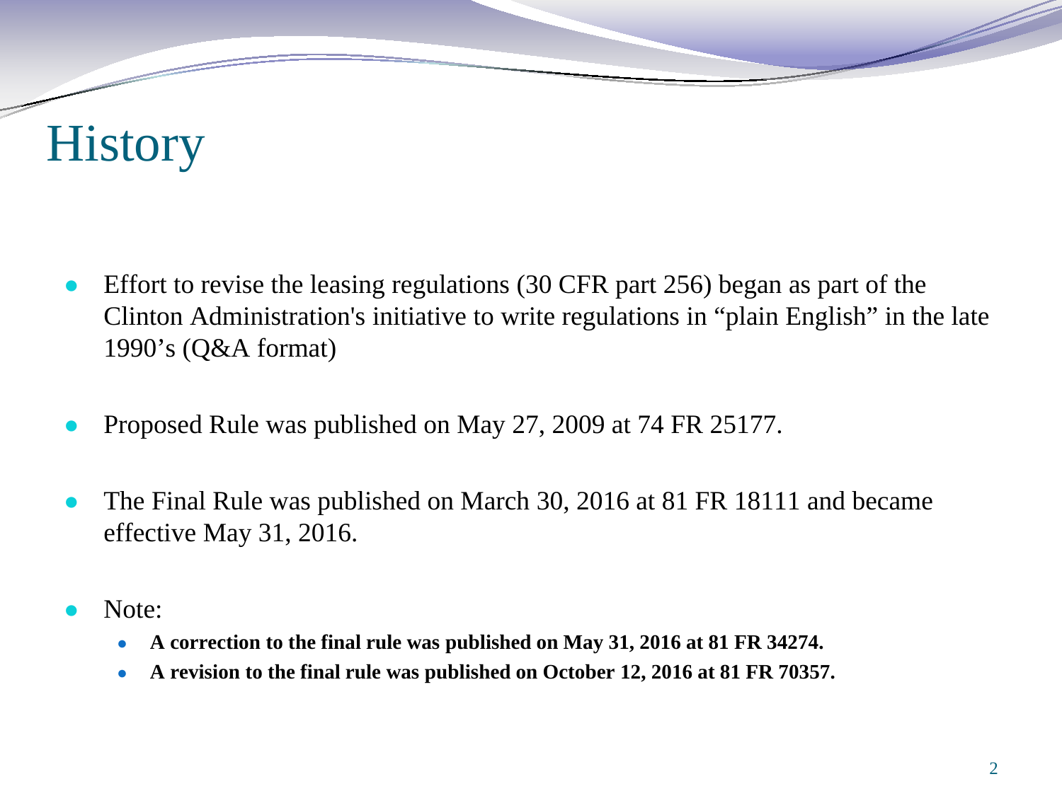# History

- Effort to revise the leasing regulations (30 CFR part 256) began as part of the Clinton Administration's initiative to write regulations in "plain English" in the late 1990's (Q&A format)

- Proposed Rule was published on May 27, 2009 at 74 FR 25177.

- The Final Rule was published on March 30, 2016 at 81 FR 18111 and became effective May 31, 2016.

- Note:
  - **A correction to the final rule was published on May 31, 2016 at 81 FR 34274.**
  - **A revision to the final rule was published on October 12, 2016 at 81 FR 70357.**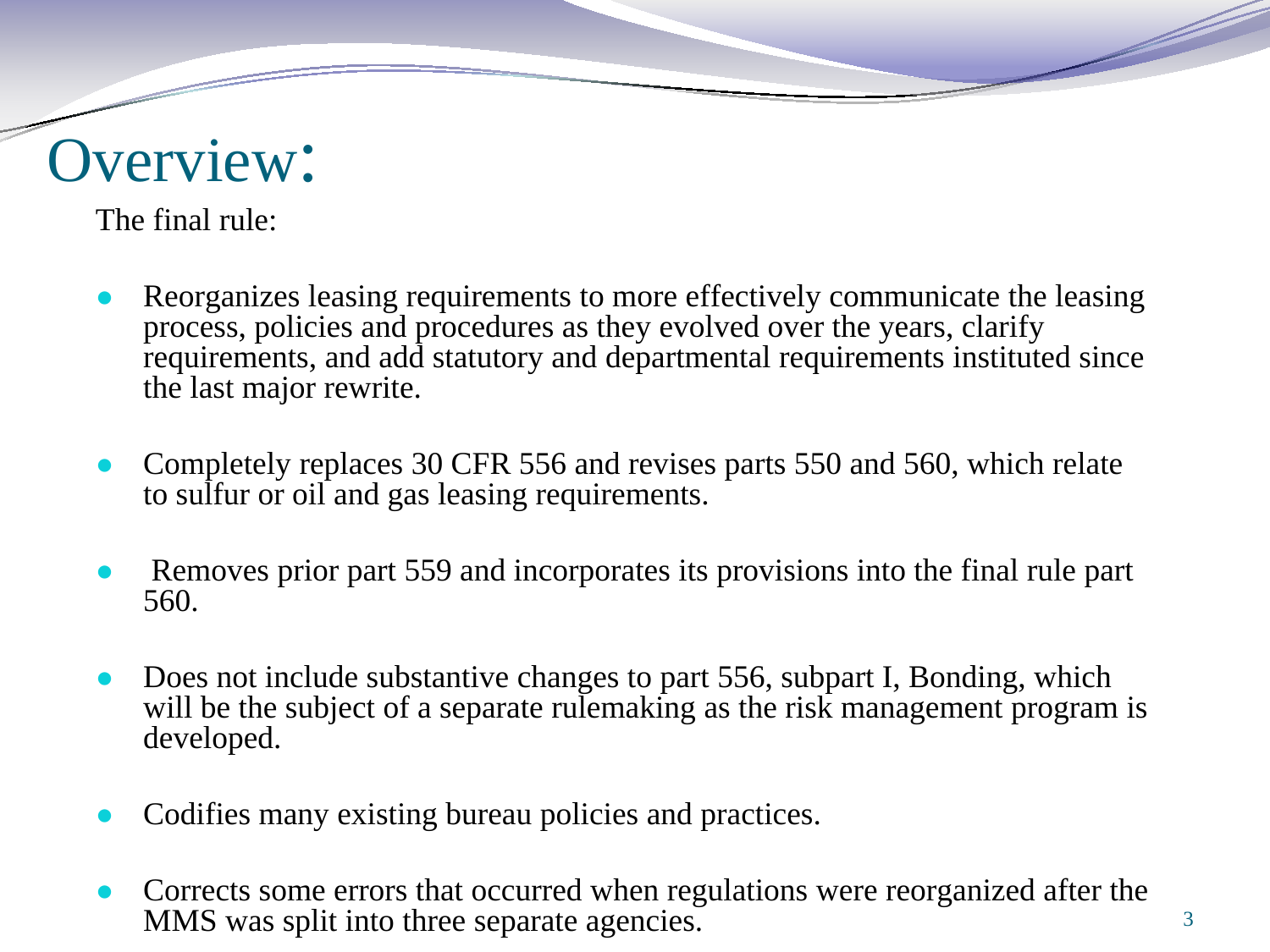# Overview:

The final rule:

- Reorganizes leasing requirements to more effectively communicate the leasing process, policies and procedures as they evolved over the years, clarify requirements, and add statutory and departmental requirements instituted since the last major rewrite.
- Completely replaces 30 CFR 556 and revises parts 550 and 560, which relate to sulfur or oil and gas leasing requirements.
- Removes prior part 559 and incorporates its provisions into the final rule part 560.
- Does not include substantive changes to part 556, subpart I, Bonding, which will be the subject of a separate rulemaking as the risk management program is developed.
- Codifies many existing bureau policies and practices.
- Corrects some errors that occurred when regulations were reorganized after the MMS was split into three separate agencies.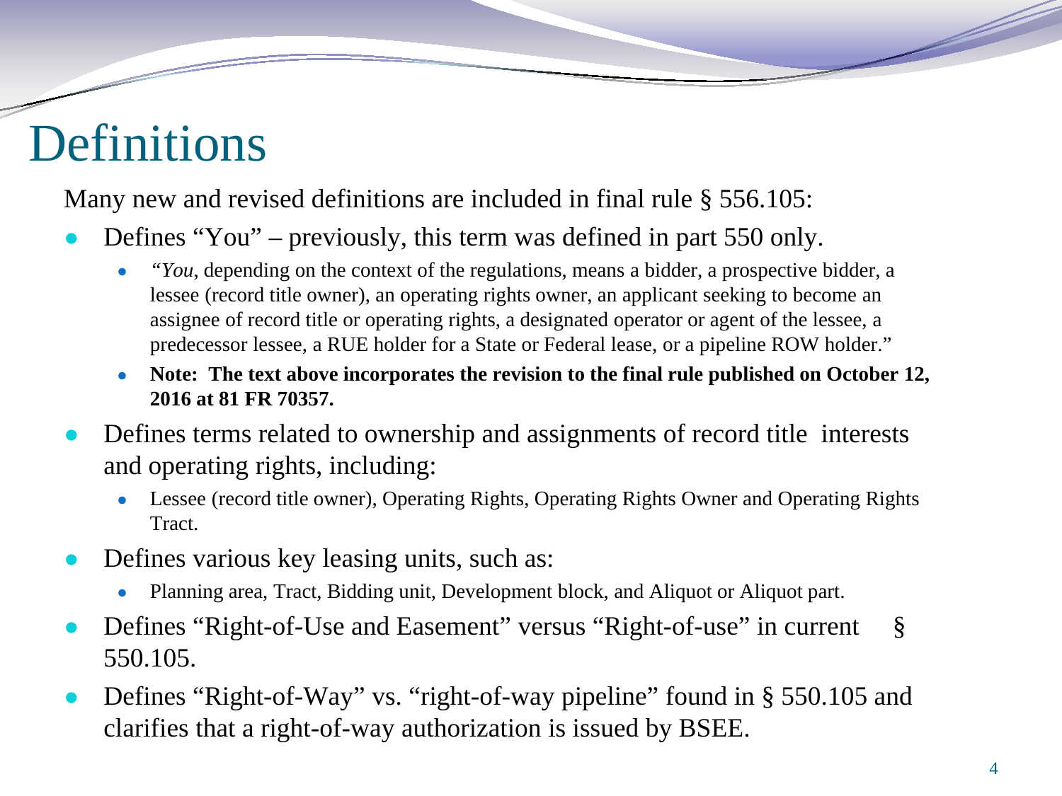# Definitions

Many new and revised definitions are included in final rule § 556.105:

- Defines "You" – previously, this term was defined in part 550 only.
  - *"You*, depending on the context of the regulations, means a bidder, a prospective bidder, a lessee (record title owner), an operating rights owner, an applicant seeking to become an assignee of record title or operating rights, a designated operator or agent of the lessee, a predecessor lessee, a RUE holder for a State or Federal lease, or a pipeline ROW holder."
  - **Note: The text above incorporates the revision to the final rule published on October 12, 2016 at 81 FR 70357.**
- Defines terms related to ownership and assignments of record title interests and operating rights, including:
  - Lessee (record title owner), Operating Rights, Operating Rights Owner and Operating Rights Tract.
- Defines various key leasing units, such as:
  - Planning area, Tract, Bidding unit, Development block, and Aliquot or Aliquot part.
- Defines "Right-of-Use and Easement" versus "Right-of-use" in current § 550.105.
- Defines "Right-of-Way" vs. "right-of-way pipeline" found in § 550.105 and clarifies that a right-of-way authorization is issued by BSEE.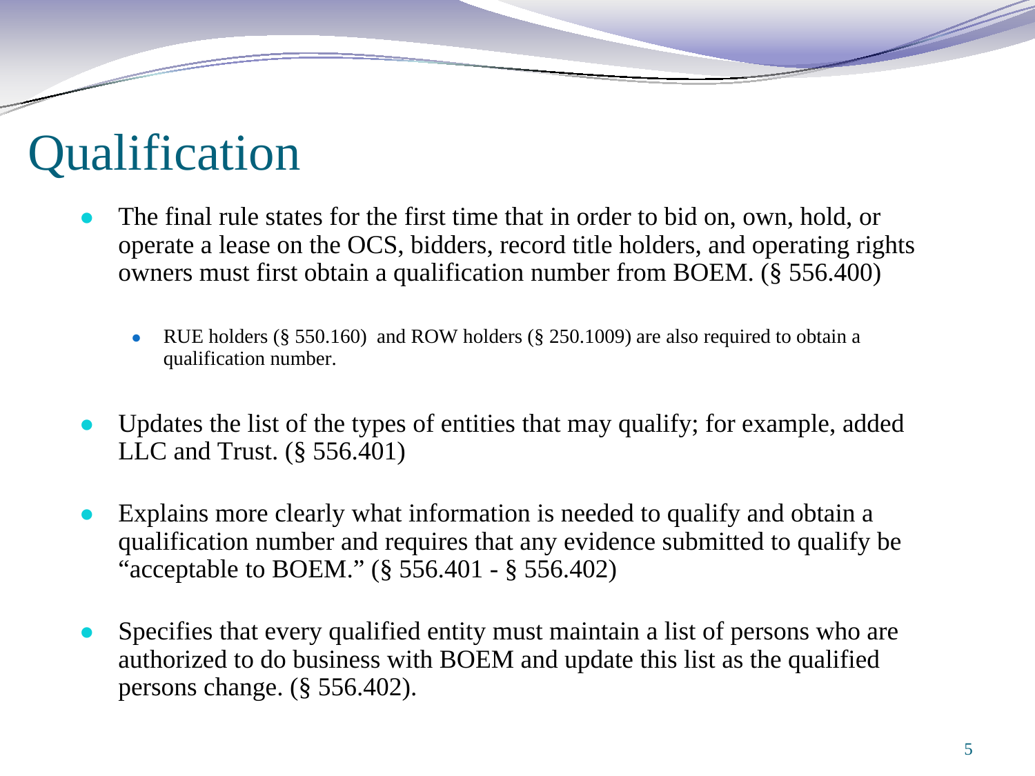# Qualification

- The final rule states for the first time that in order to bid on, own, hold, or operate a lease on the OCS, bidders, record title holders, and operating rights owners must first obtain a qualification number from BOEM. (§ 556.400)
  - RUE holders (§ 550.160) and ROW holders (§ 250.1009) are also required to obtain a qualification number.
- Updates the list of the types of entities that may qualify; for example, added LLC and Trust. (§ 556.401)
- Explains more clearly what information is needed to qualify and obtain a qualification number and requires that any evidence submitted to qualify be "acceptable to BOEM." (§ 556.401 - § 556.402)
- Specifies that every qualified entity must maintain a list of persons who are authorized to do business with BOEM and update this list as the qualified persons change. (§ 556.402).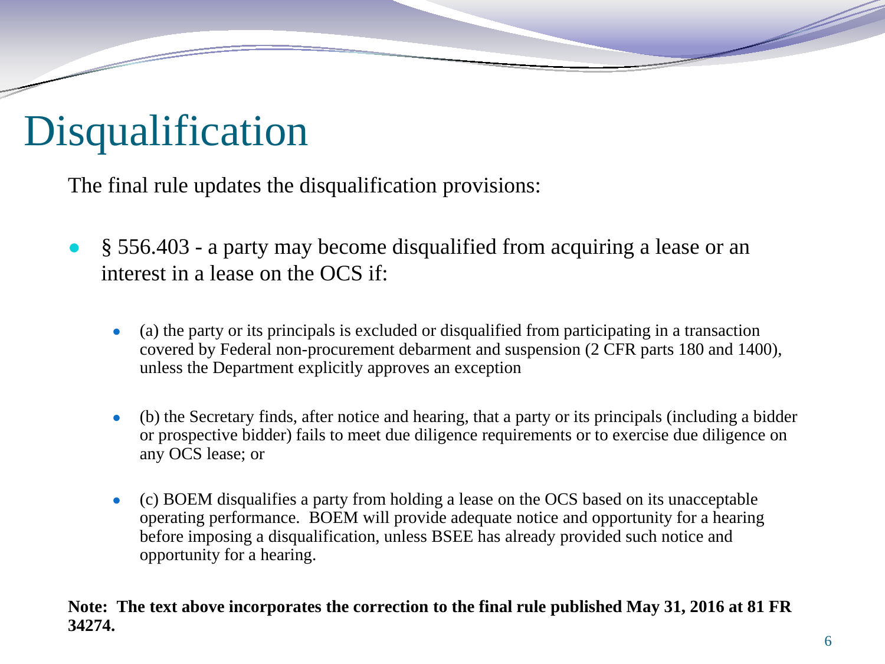# Disqualification

The final rule updates the disqualification provisions:

- § 556.403 - a party may become disqualified from acquiring a lease or an interest in a lease on the OCS if:
  - (a) the party or its principals is excluded or disqualified from participating in a transaction covered by Federal non-procurement debarment and suspension (2 CFR parts 180 and 1400), unless the Department explicitly approves an exception
  - (b) the Secretary finds, after notice and hearing, that a party or its principals (including a bidder or prospective bidder) fails to meet due diligence requirements or to exercise due diligence on any OCS lease; or
  - (c) BOEM disqualifies a party from holding a lease on the OCS based on its unacceptable operating performance. BOEM will provide adequate notice and opportunity for a hearing before imposing a disqualification, unless BSEE has already provided such notice and opportunity for a hearing.

**Note: The text above incorporates the correction to the final rule published May 31, 2016 at 81 FR 34274.**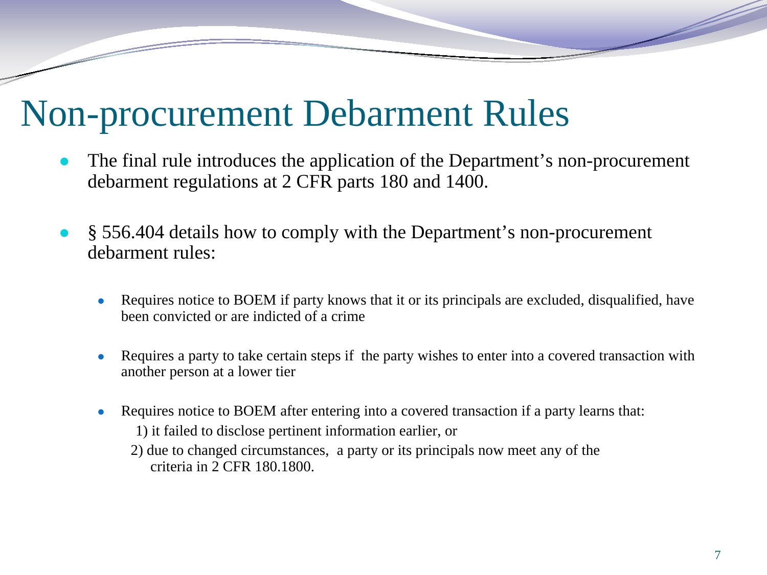# Non-procurement Debarment Rules

- The final rule introduces the application of the Department's non-procurement debarment regulations at 2 CFR parts 180 and 1400.
- § 556.404 details how to comply with the Department's non-procurement debarment rules:
  - Requires notice to BOEM if party knows that it or its principals are excluded, disqualified, have been convicted or are indicted of a crime
  - Requires a party to take certain steps if the party wishes to enter into a covered transaction with another person at a lower tier
  - Requires notice to BOEM after entering into a covered transaction if a party learns that:

    1) it failed to disclose pertinent information earlier, or

    2) due to changed circumstances, a party or its principals now meet any of the criteria in 2 CFR 180.1800.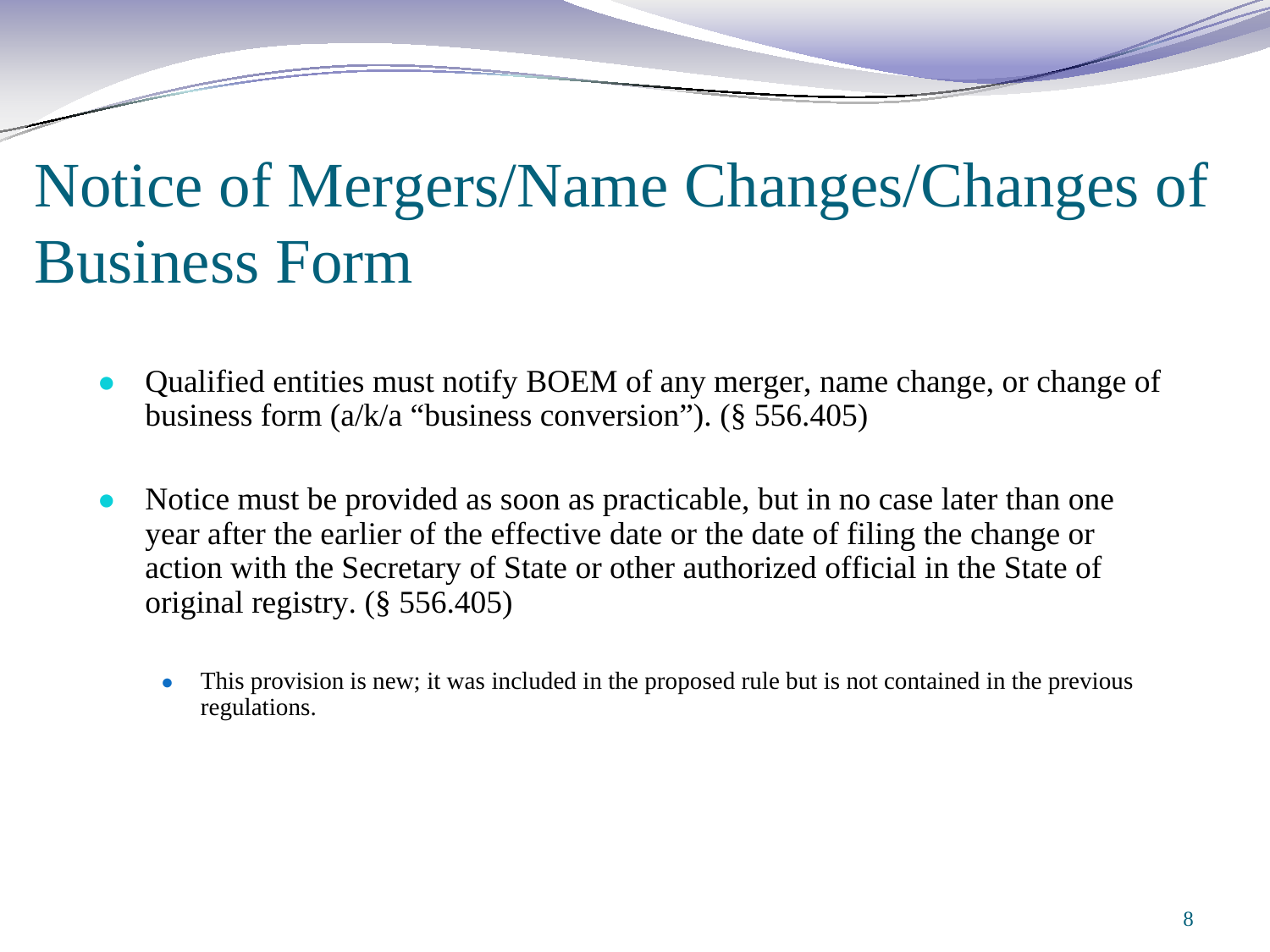# Notice of Mergers/Name Changes/Changes of Business Form

- Qualified entities must notify BOEM of any merger, name change, or change of business form (a/k/a "business conversion"). (§ 556.405)

- Notice must be provided as soon as practicable, but in no case later than one year after the earlier of the effective date or the date of filing the change or action with the Secretary of State or other authorized official in the State of original registry. (§ 556.405)

  - This provision is new; it was included in the proposed rule but is not contained in the previous regulations.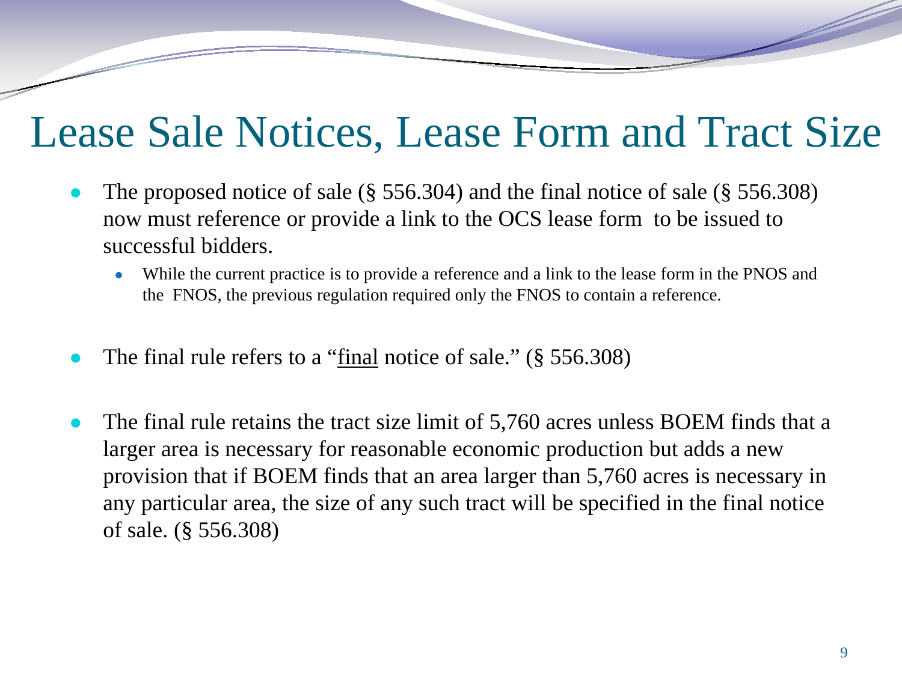# Lease Sale Notices, Lease Form and Tract Size

- The proposed notice of sale (§ 556.304) and the final notice of sale (§ 556.308) now must reference or provide a link to the OCS lease form to be issued to successful bidders.
  - While the current practice is to provide a reference and a link to the lease form in the PNOS and the FNOS, the previous regulation required only the FNOS to contain a reference.
- The final rule refers to a "<u>final</u> notice of sale." (§ 556.308)
- The final rule retains the tract size limit of 5,760 acres unless BOEM finds that a larger area is necessary for reasonable economic production but adds a new provision that if BOEM finds that an area larger than 5,760 acres is necessary in any particular area, the size of any such tract will be specified in the final notice of sale. (§ 556.308)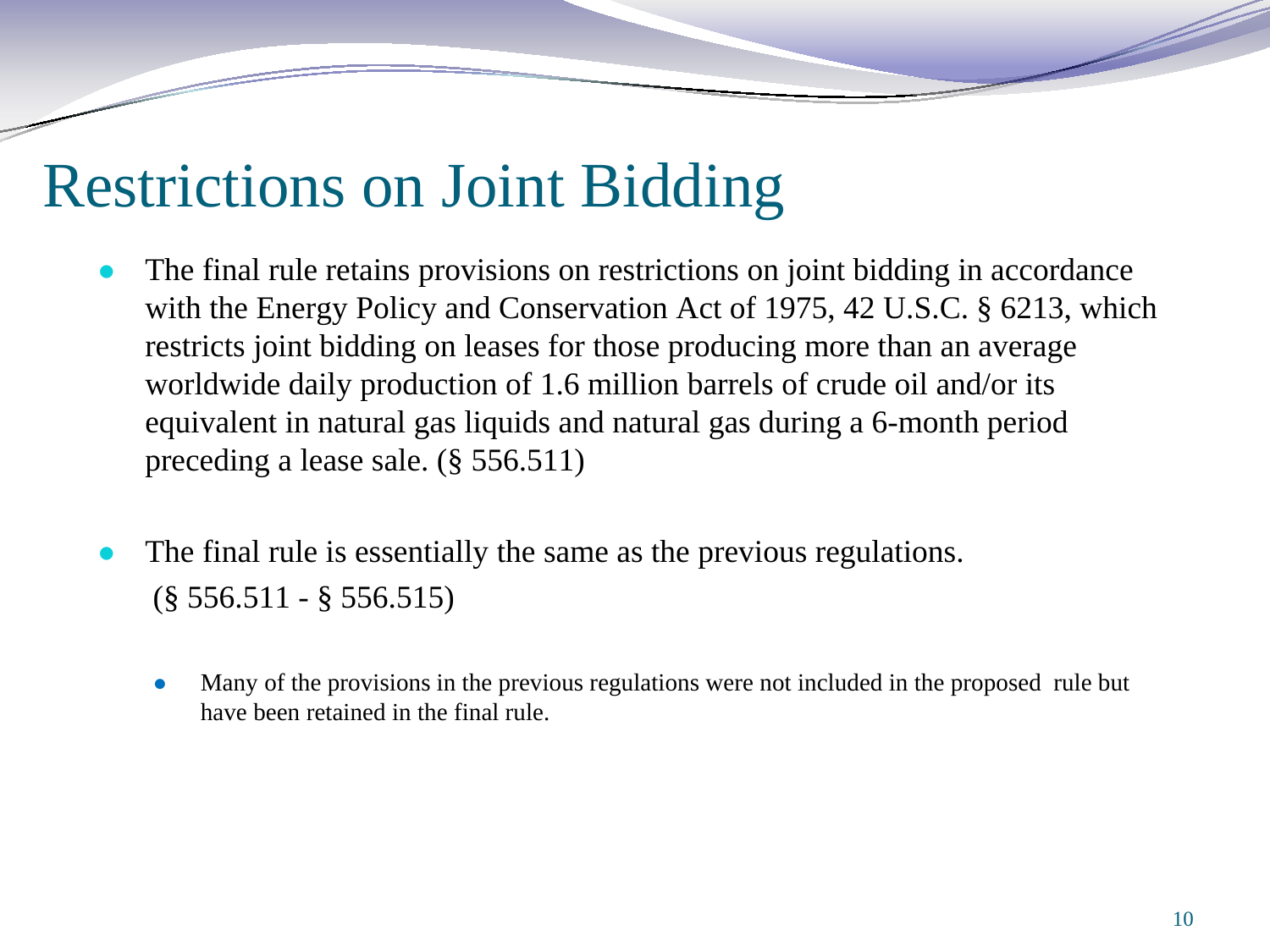# Restrictions on Joint Bidding

- The final rule retains provisions on restrictions on joint bidding in accordance with the Energy Policy and Conservation Act of 1975, 42 U.S.C. § 6213, which restricts joint bidding on leases for those producing more than an average worldwide daily production of 1.6 million barrels of crude oil and/or its equivalent in natural gas liquids and natural gas during a 6-month period preceding a lease sale. (§ 556.511)

- The final rule is essentially the same as the previous regulations. (§ 556.511 - § 556.515)

  - Many of the provisions in the previous regulations were not included in the proposed rule but have been retained in the final rule.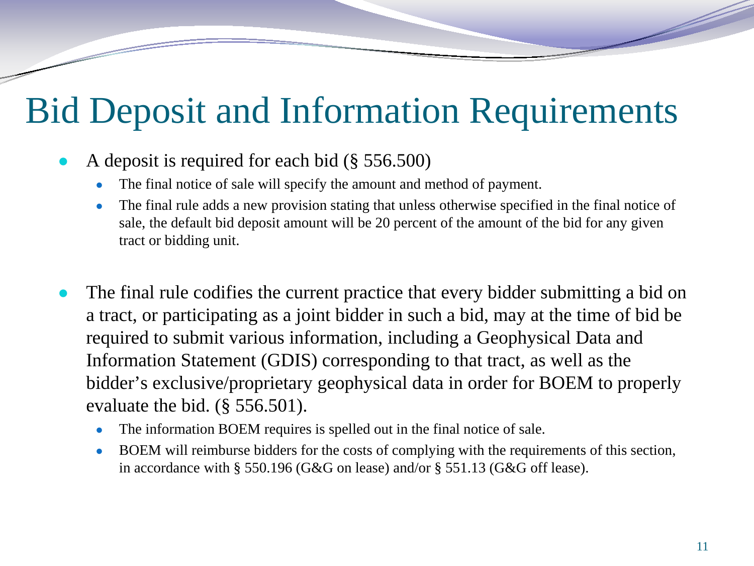# Bid Deposit and Information Requirements

- A deposit is required for each bid (§ 556.500)
  - The final notice of sale will specify the amount and method of payment.
  - The final rule adds a new provision stating that unless otherwise specified in the final notice of sale, the default bid deposit amount will be 20 percent of the amount of the bid for any given tract or bidding unit.

- The final rule codifies the current practice that every bidder submitting a bid on a tract, or participating as a joint bidder in such a bid, may at the time of bid be required to submit various information, including a Geophysical Data and Information Statement (GDIS) corresponding to that tract, as well as the bidder's exclusive/proprietary geophysical data in order for BOEM to properly evaluate the bid. (§ 556.501).
  - The information BOEM requires is spelled out in the final notice of sale.
  - BOEM will reimburse bidders for the costs of complying with the requirements of this section, in accordance with § 550.196 (G&G on lease) and/or § 551.13 (G&G off lease).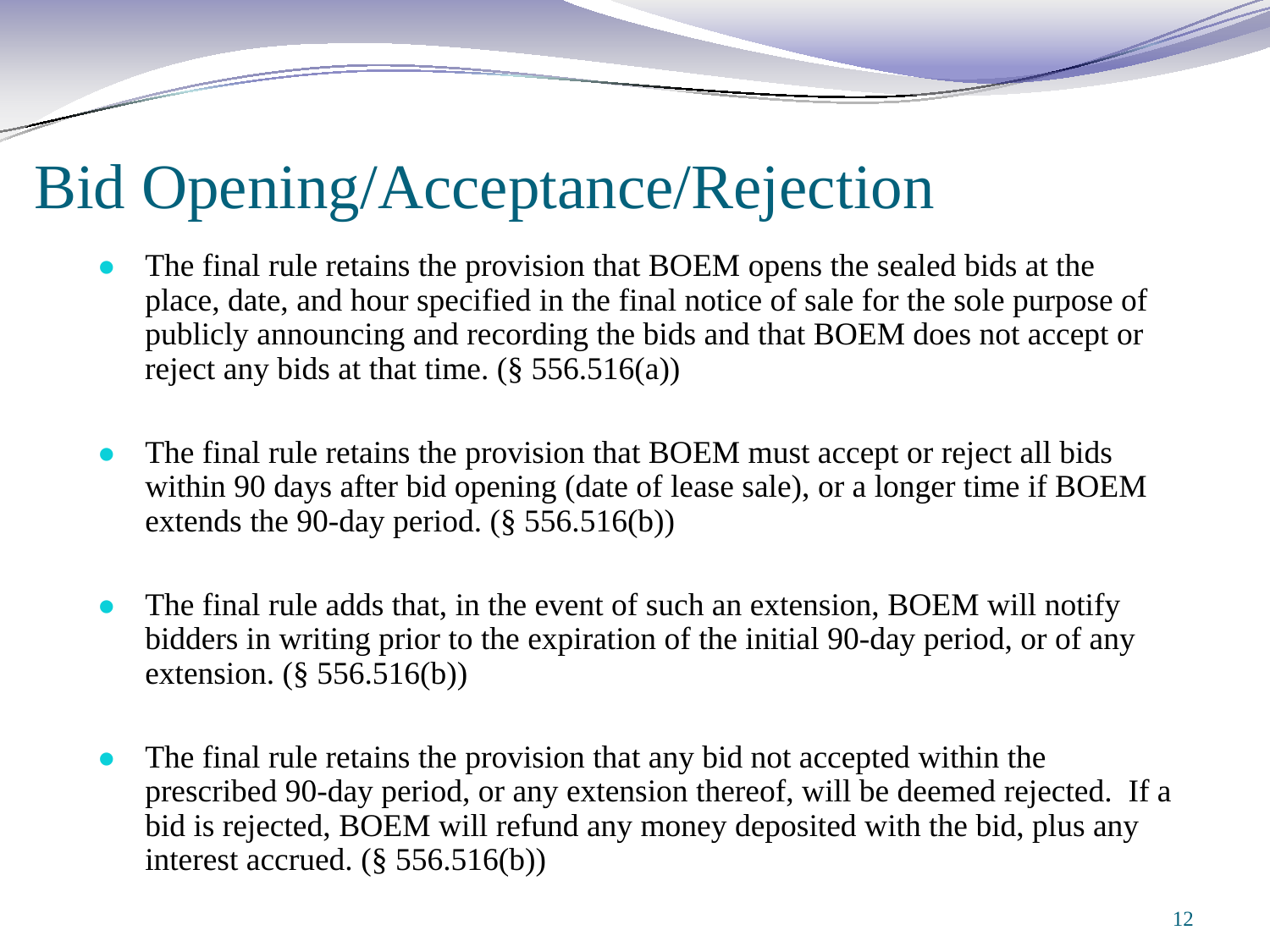# Bid Opening/Acceptance/Rejection

- The final rule retains the provision that BOEM opens the sealed bids at the place, date, and hour specified in the final notice of sale for the sole purpose of publicly announcing and recording the bids and that BOEM does not accept or reject any bids at that time. (§ 556.516(a))

- The final rule retains the provision that BOEM must accept or reject all bids within 90 days after bid opening (date of lease sale), or a longer time if BOEM extends the 90-day period. (§ 556.516(b))

- The final rule adds that, in the event of such an extension, BOEM will notify bidders in writing prior to the expiration of the initial 90-day period, or of any extension. (§ 556.516(b))

- The final rule retains the provision that any bid not accepted within the prescribed 90-day period, or any extension thereof, will be deemed rejected. If a bid is rejected, BOEM will refund any money deposited with the bid, plus any interest accrued. (§ 556.516(b))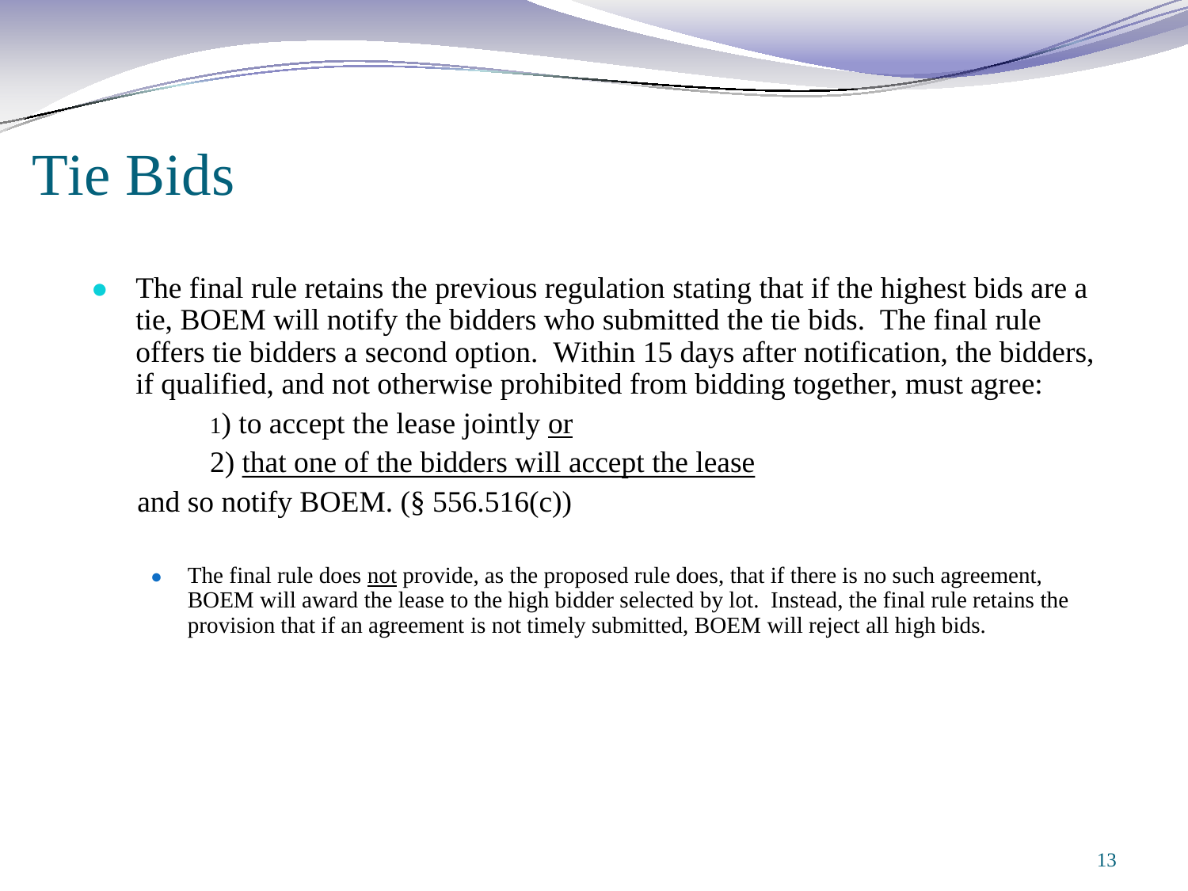# Tie Bids

- The final rule retains the previous regulation stating that if the highest bids are a tie, BOEM will notify the bidders who submitted the tie bids. The final rule offers tie bidders a second option. Within 15 days after notification, the bidders, if qualified, and not otherwise prohibited from bidding together, must agree:

  1) to accept the lease jointly <u>or</u>

  2) <u>that one of the bidders will accept the lease</u>

  and so notify BOEM. (§ 556.516(c))

  - The final rule does <u>not</u> provide, as the proposed rule does, that if there is no such agreement, BOEM will award the lease to the high bidder selected by lot. Instead, the final rule retains the provision that if an agreement is not timely submitted, BOEM will reject all high bids.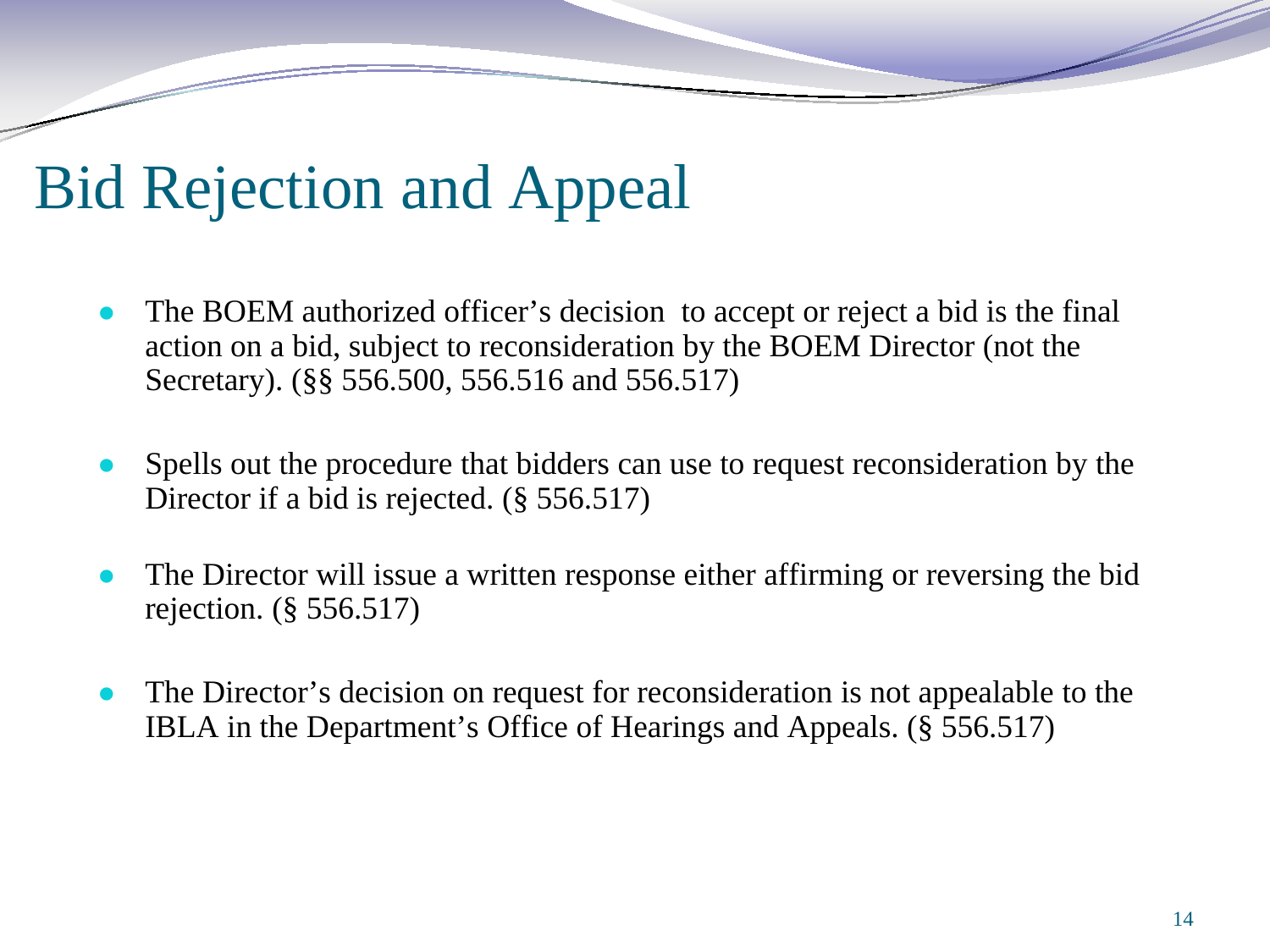# Bid Rejection and Appeal

- The BOEM authorized officer's decision to accept or reject a bid is the final action on a bid, subject to reconsideration by the BOEM Director (not the Secretary). (§§ 556.500, 556.516 and 556.517)
- Spells out the procedure that bidders can use to request reconsideration by the Director if a bid is rejected. (§ 556.517)
- The Director will issue a written response either affirming or reversing the bid rejection. (§ 556.517)
- The Director's decision on request for reconsideration is not appealable to the IBLA in the Department's Office of Hearings and Appeals. (§ 556.517)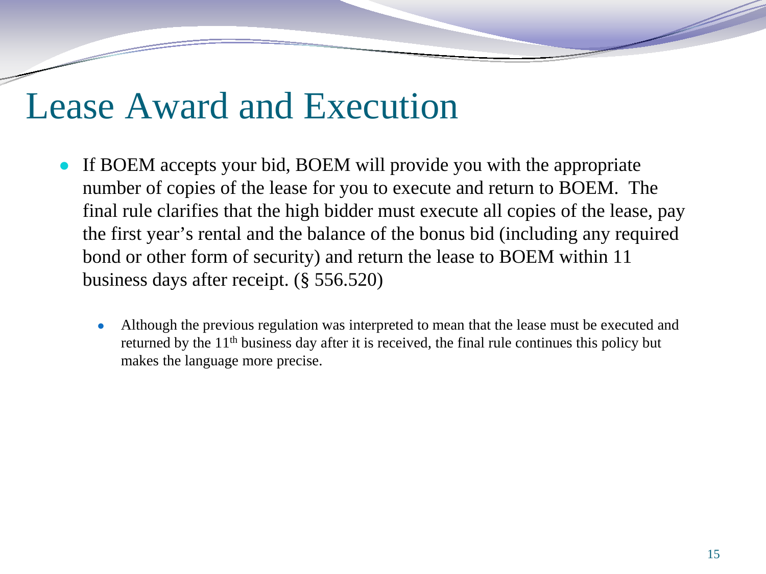# Lease Award and Execution

- If BOEM accepts your bid, BOEM will provide you with the appropriate number of copies of the lease for you to execute and return to BOEM. The final rule clarifies that the high bidder must execute all copies of the lease, pay the first year's rental and the balance of the bonus bid (including any required bond or other form of security) and return the lease to BOEM within 11 business days after receipt. (§ 556.520)
  - Although the previous regulation was interpreted to mean that the lease must be executed and returned by the 11th business day after it is received, the final rule continues this policy but makes the language more precise.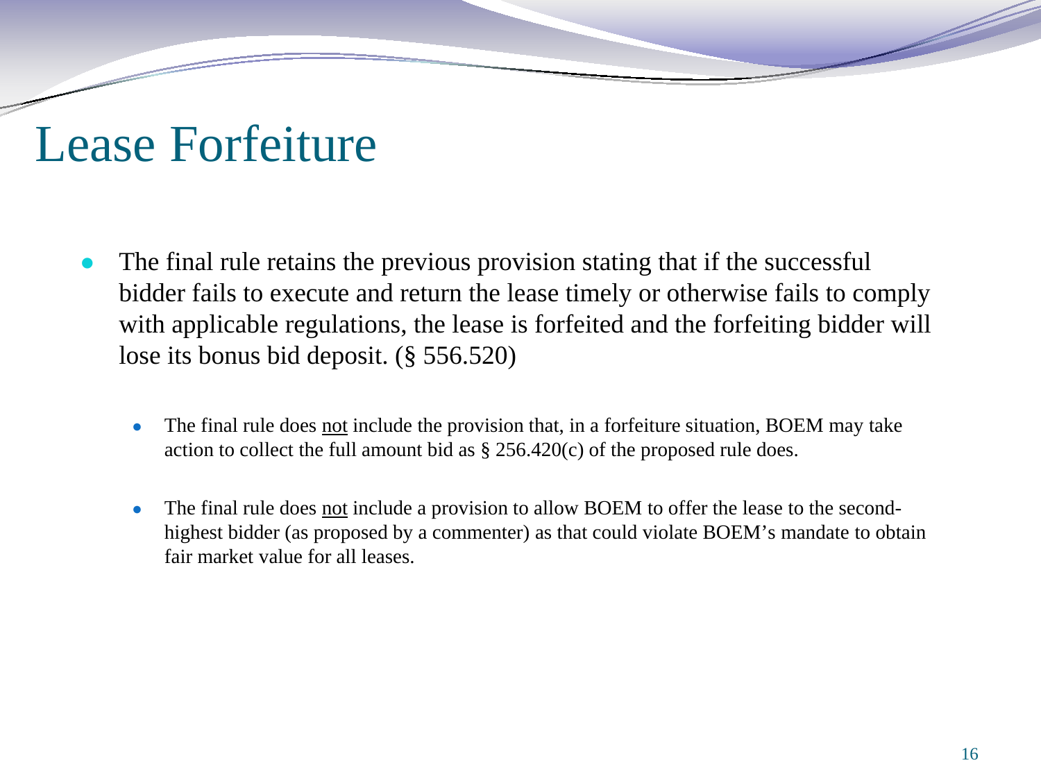# Lease Forfeiture

- The final rule retains the previous provision stating that if the successful bidder fails to execute and return the lease timely or otherwise fails to comply with applicable regulations, the lease is forfeited and the forfeiting bidder will lose its bonus bid deposit. (§ 556.520)
  - The final rule does <u>not</u> include the provision that, in a forfeiture situation, BOEM may take action to collect the full amount bid as § 256.420(c) of the proposed rule does.
  - The final rule does <u>not</u> include a provision to allow BOEM to offer the lease to the second-highest bidder (as proposed by a commenter) as that could violate BOEM's mandate to obtain fair market value for all leases.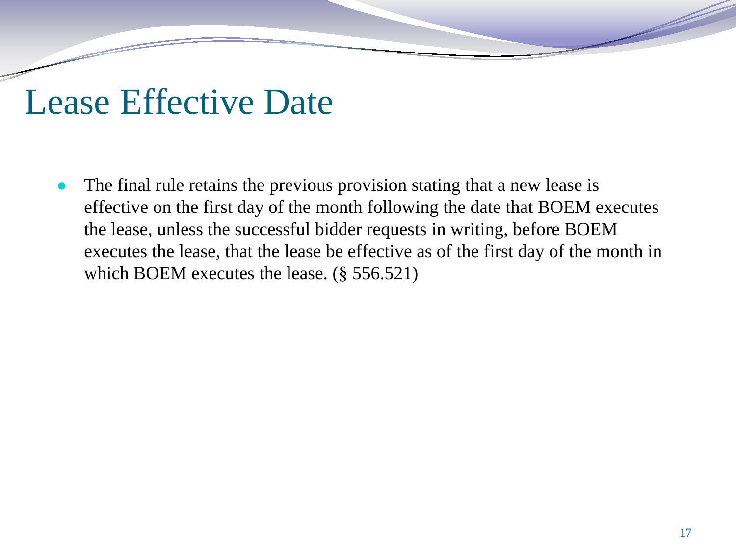# Lease Effective Date

- The final rule retains the previous provision stating that a new lease is effective on the first day of the month following the date that BOEM executes the lease, unless the successful bidder requests in writing, before BOEM executes the lease, that the lease be effective as of the first day of the month in which BOEM executes the lease. (§ 556.521)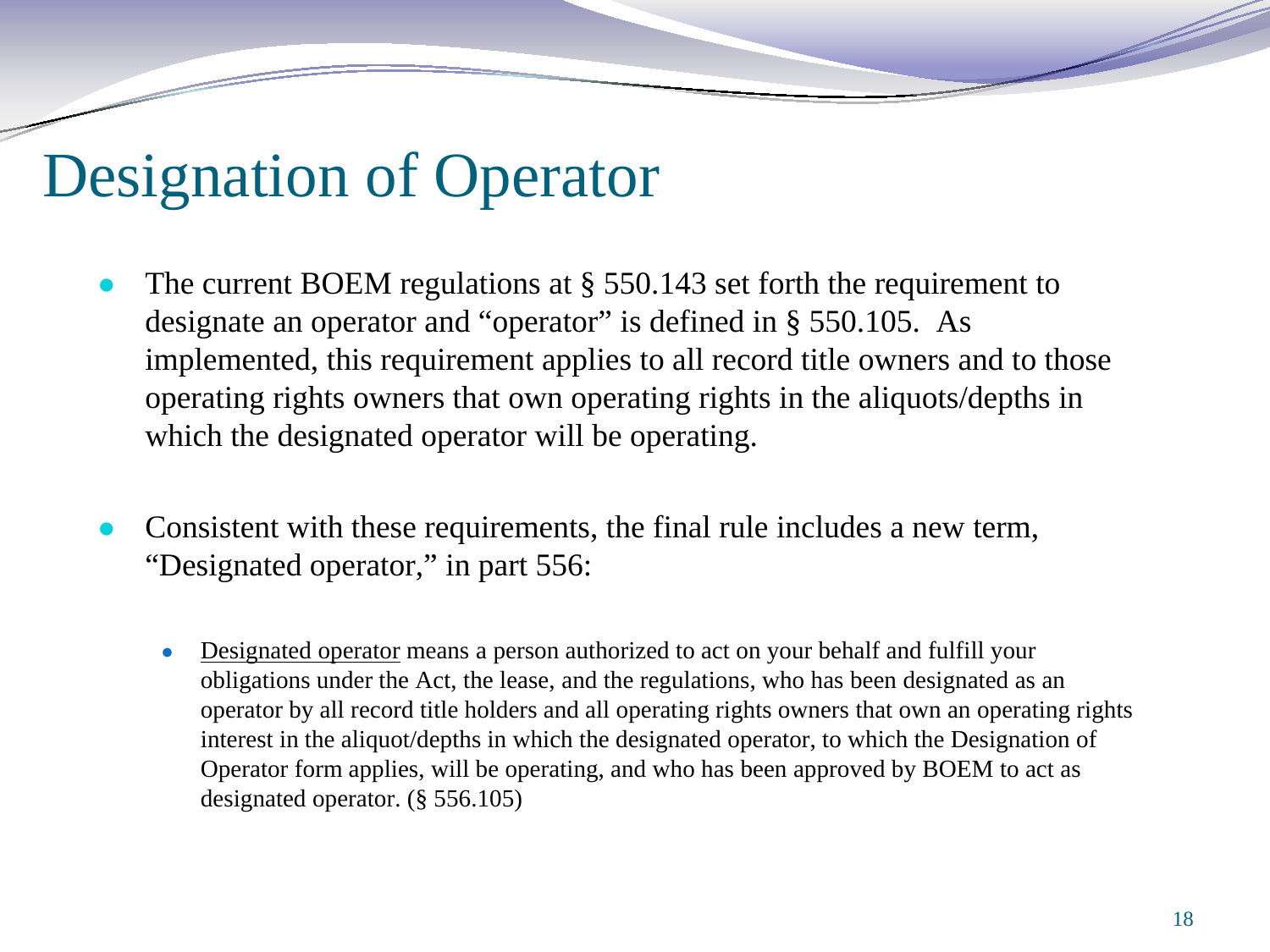# Designation of Operator

- The current BOEM regulations at § 550.143 set forth the requirement to designate an operator and "operator" is defined in § 550.105. As implemented, this requirement applies to all record title owners and to those operating rights owners that own operating rights in the aliquots/depths in which the designated operator will be operating.

- Consistent with these requirements, the final rule includes a new term, "Designated operator," in part 556:

  - <u>Designated operator</u> means a person authorized to act on your behalf and fulfill your obligations under the Act, the lease, and the regulations, who has been designated as an operator by all record title holders and all operating rights owners that own an operating rights interest in the aliquot/depths in which the designated operator, to which the Designation of Operator form applies, will be operating, and who has been approved by BOEM to act as designated operator. (§ 556.105)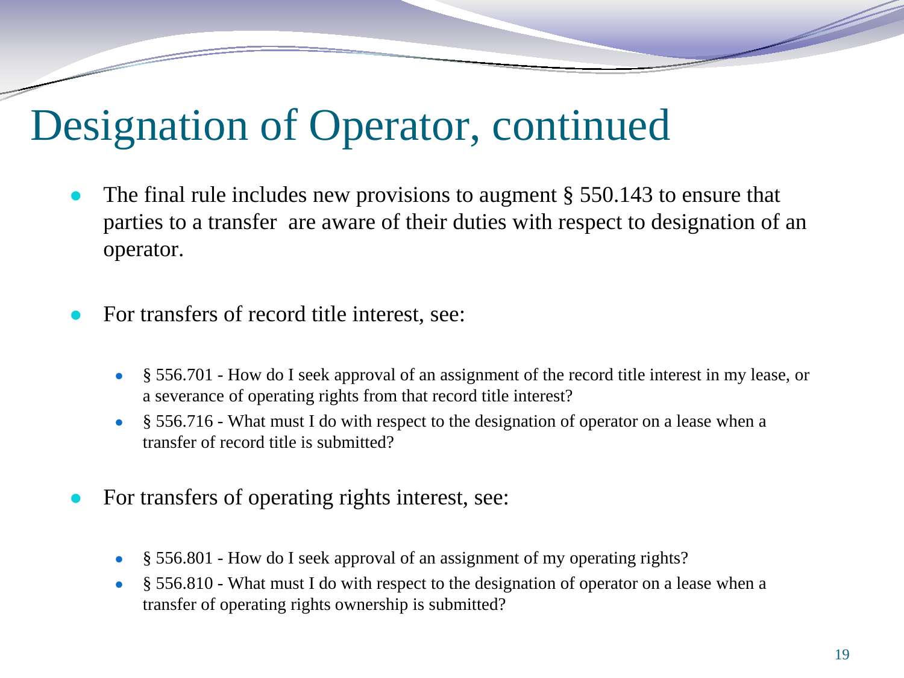# Designation of Operator, continued

- The final rule includes new provisions to augment § 550.143 to ensure that parties to a transfer  are aware of their duties with respect to designation of an operator.

- For transfers of record title interest, see:

  - § 556.701 - How do I seek approval of an assignment of the record title interest in my lease, or a severance of operating rights from that record title interest?
  - § 556.716 - What must I do with respect to the designation of operator on a lease when a transfer of record title is submitted?

- For transfers of operating rights interest, see:

  - § 556.801 - How do I seek approval of an assignment of my operating rights?
  - § 556.810 - What must I do with respect to the designation of operator on a lease when a transfer of operating rights ownership is submitted?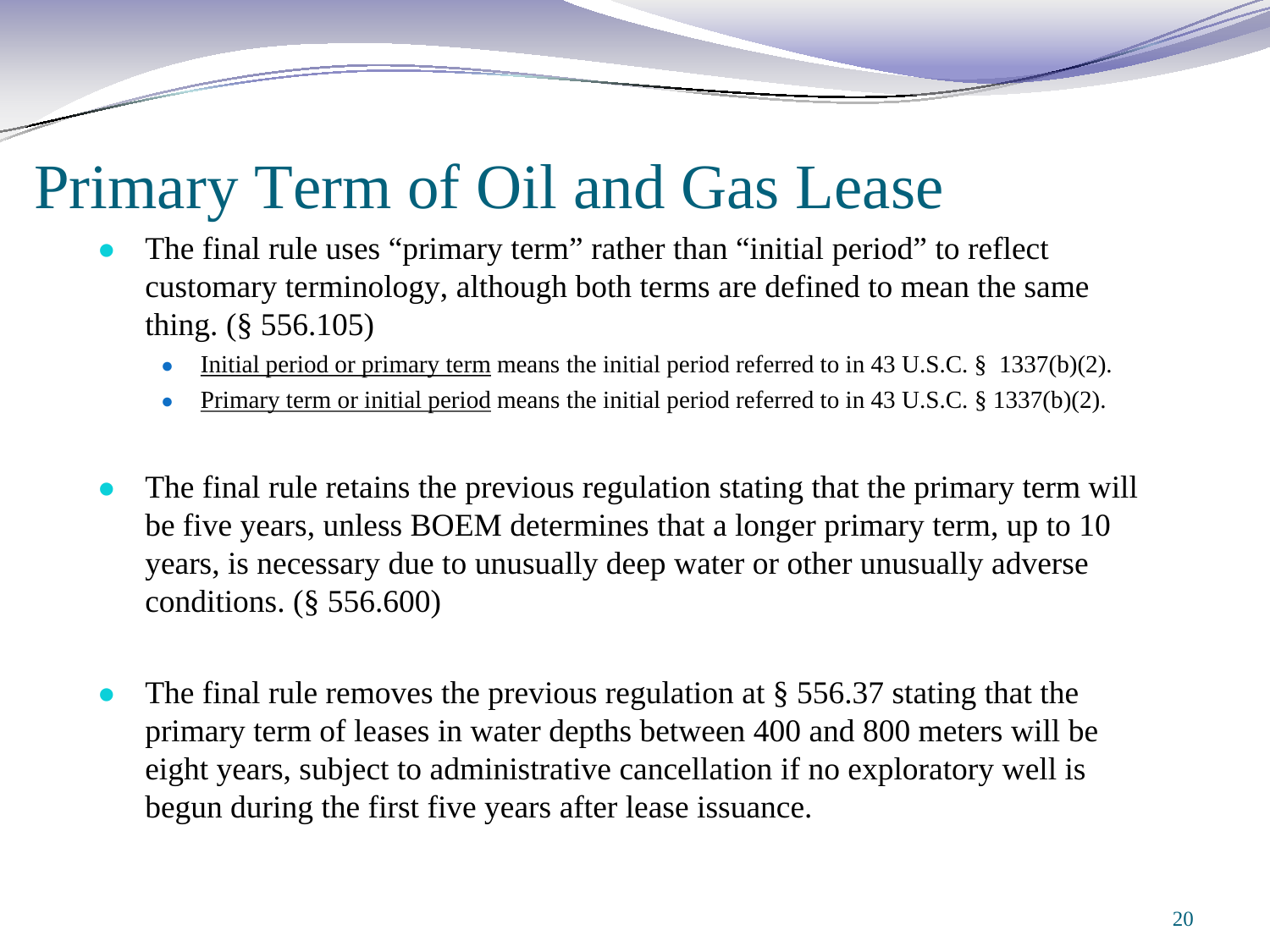# Primary Term of Oil and Gas Lease

- The final rule uses "primary term" rather than "initial period" to reflect customary terminology, although both terms are defined to mean the same thing. (§ 556.105)
  - Initial period or primary term means the initial period referred to in 43 U.S.C. § 1337(b)(2).
  - Primary term or initial period means the initial period referred to in 43 U.S.C. § 1337(b)(2).

- The final rule retains the previous regulation stating that the primary term will be five years, unless BOEM determines that a longer primary term, up to 10 years, is necessary due to unusually deep water or other unusually adverse conditions. (§ 556.600)

- The final rule removes the previous regulation at § 556.37 stating that the primary term of leases in water depths between 400 and 800 meters will be eight years, subject to administrative cancellation if no exploratory well is begun during the first five years after lease issuance.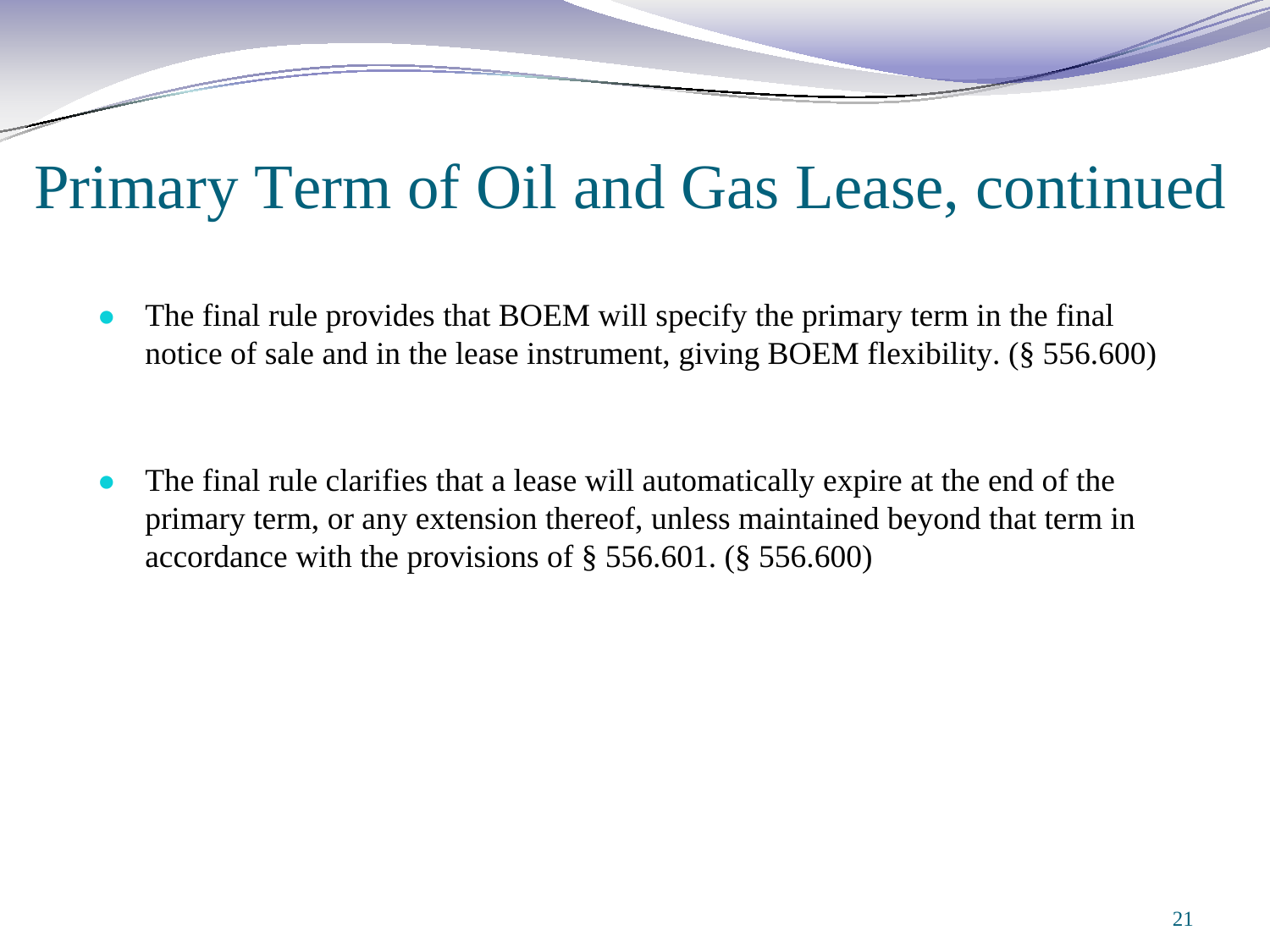# Primary Term of Oil and Gas Lease, continued

- The final rule provides that BOEM will specify the primary term in the final notice of sale and in the lease instrument, giving BOEM flexibility. (§ 556.600)

- The final rule clarifies that a lease will automatically expire at the end of the primary term, or any extension thereof, unless maintained beyond that term in accordance with the provisions of § 556.601. (§ 556.600)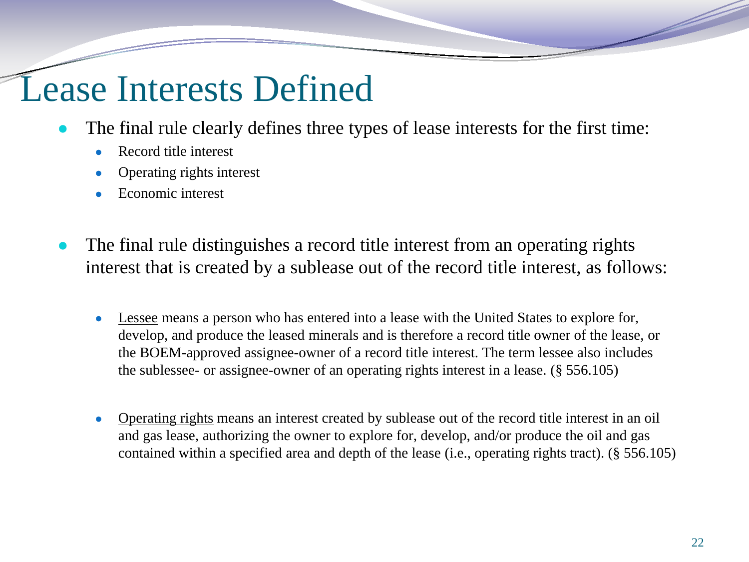# Lease Interests Defined

- The final rule clearly defines three types of lease interests for the first time:
  - Record title interest
  - Operating rights interest
  - Economic interest

- The final rule distinguishes a record title interest from an operating rights interest that is created by a sublease out of the record title interest, as follows:

  - <u>Lessee</u> means a person who has entered into a lease with the United States to explore for, develop, and produce the leased minerals and is therefore a record title owner of the lease, or the BOEM-approved assignee-owner of a record title interest. The term lessee also includes the sublessee- or assignee-owner of an operating rights interest in a lease. (§ 556.105)

  - <u>Operating rights</u> means an interest created by sublease out of the record title interest in an oil and gas lease, authorizing the owner to explore for, develop, and/or produce the oil and gas contained within a specified area and depth of the lease (i.e., operating rights tract). (§ 556.105)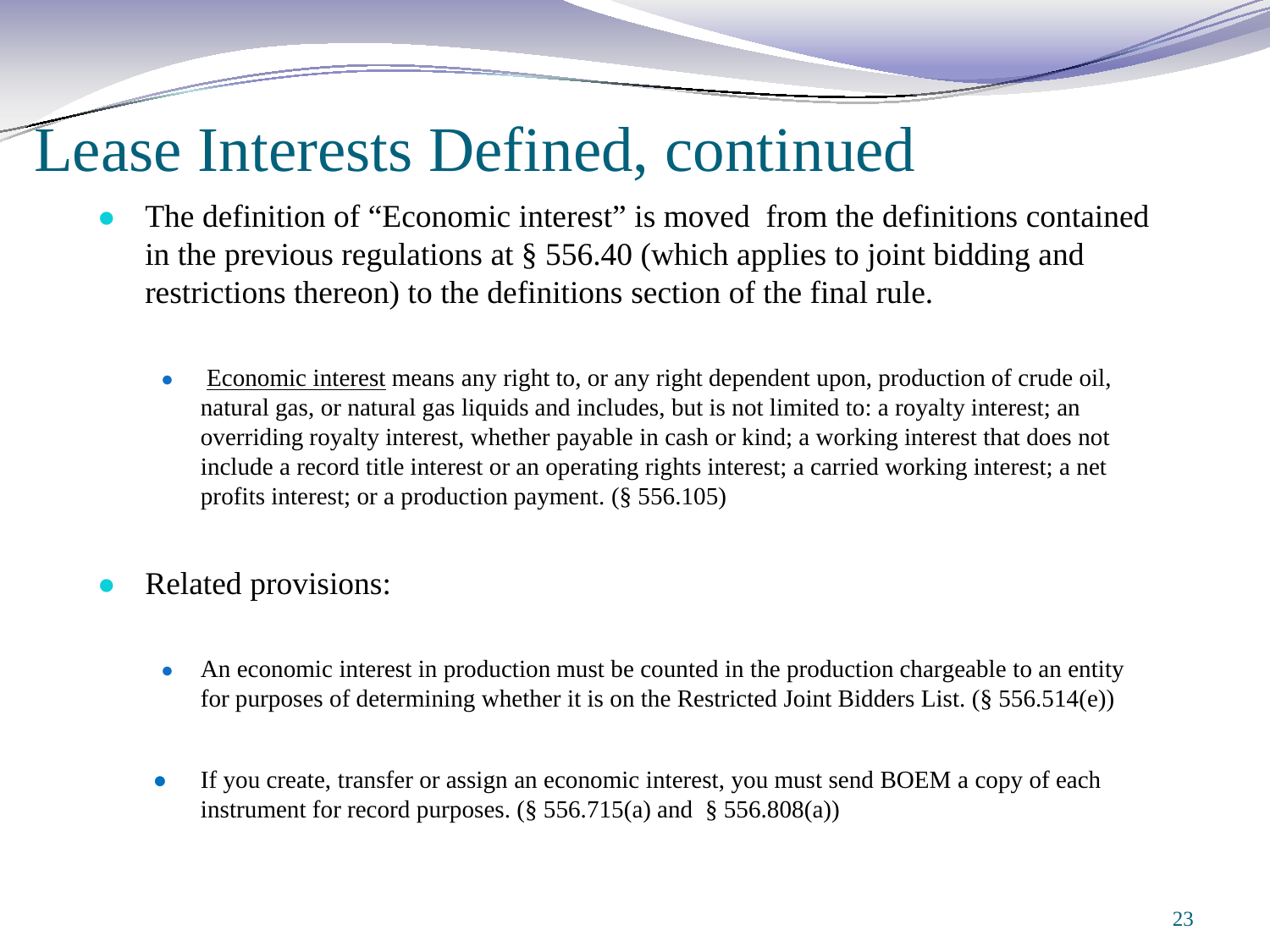# Lease Interests Defined, continued

- The definition of "Economic interest" is moved from the definitions contained in the previous regulations at § 556.40 (which applies to joint bidding and restrictions thereon) to the definitions section of the final rule.
  - Economic interest means any right to, or any right dependent upon, production of crude oil, natural gas, or natural gas liquids and includes, but is not limited to: a royalty interest; an overriding royalty interest, whether payable in cash or kind; a working interest that does not include a record title interest or an operating rights interest; a carried working interest; a net profits interest; or a production payment. (§ 556.105)
- Related provisions:
  - An economic interest in production must be counted in the production chargeable to an entity for purposes of determining whether it is on the Restricted Joint Bidders List. (§ 556.514(e))
  - If you create, transfer or assign an economic interest, you must send BOEM a copy of each instrument for record purposes. (§ 556.715(a) and § 556.808(a))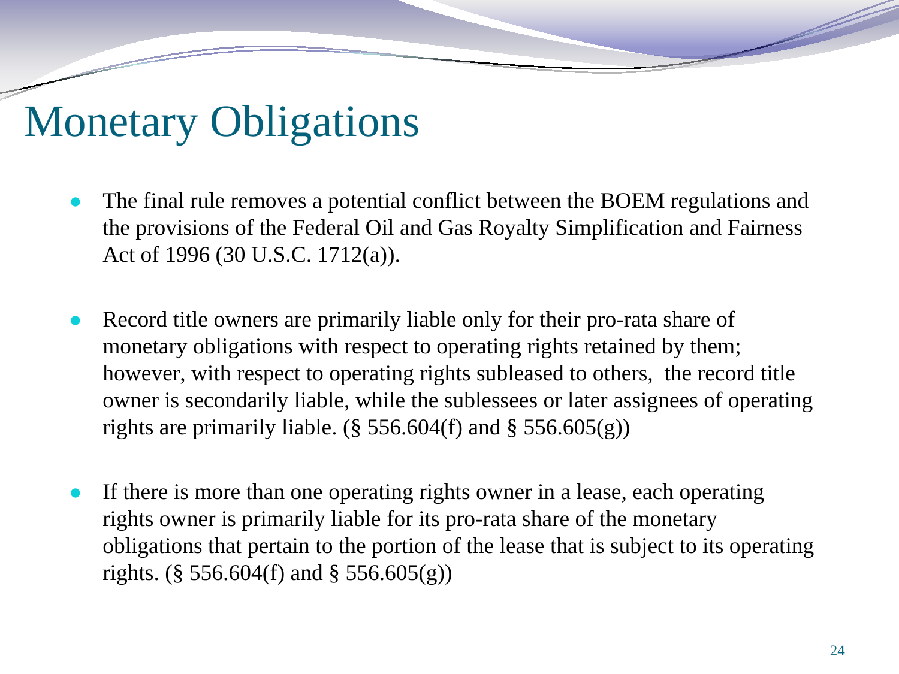# Monetary Obligations

- The final rule removes a potential conflict between the BOEM regulations and the provisions of the Federal Oil and Gas Royalty Simplification and Fairness Act of 1996 (30 U.S.C. 1712(a)).

- Record title owners are primarily liable only for their pro-rata share of monetary obligations with respect to operating rights retained by them; however, with respect to operating rights subleased to others, the record title owner is secondarily liable, while the sublessees or later assignees of operating rights are primarily liable. (§ 556.604(f) and § 556.605(g))

- If there is more than one operating rights owner in a lease, each operating rights owner is primarily liable for its pro-rata share of the monetary obligations that pertain to the portion of the lease that is subject to its operating rights. (§ 556.604(f) and § 556.605(g))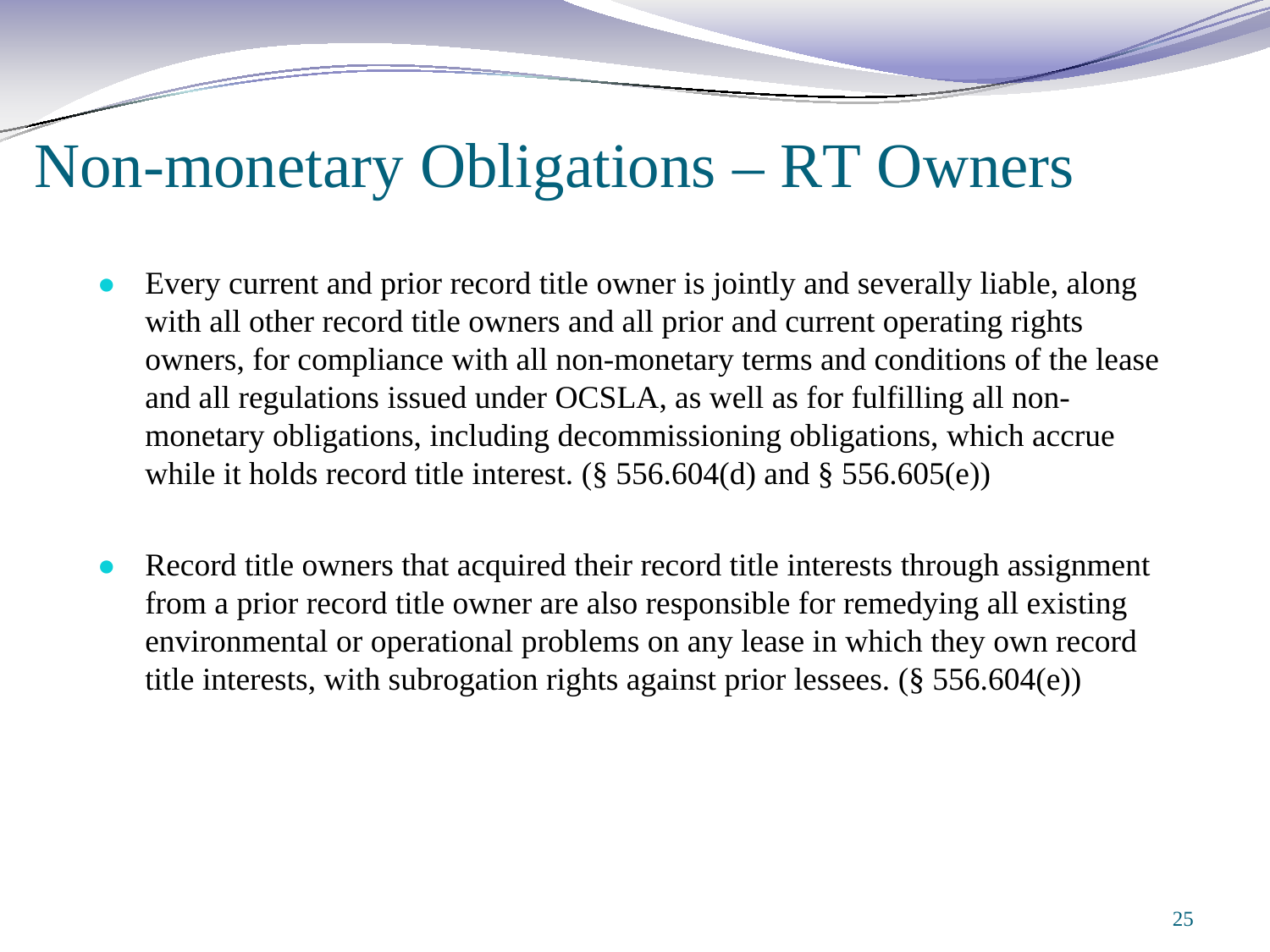# Non-monetary Obligations – RT Owners

- Every current and prior record title owner is jointly and severally liable, along with all other record title owners and all prior and current operating rights owners, for compliance with all non-monetary terms and conditions of the lease and all regulations issued under OCSLA, as well as for fulfilling all non-monetary obligations, including decommissioning obligations, which accrue while it holds record title interest. (§ 556.604(d) and § 556.605(e))

- Record title owners that acquired their record title interests through assignment from a prior record title owner are also responsible for remedying all existing environmental or operational problems on any lease in which they own record title interests, with subrogation rights against prior lessees. (§ 556.604(e))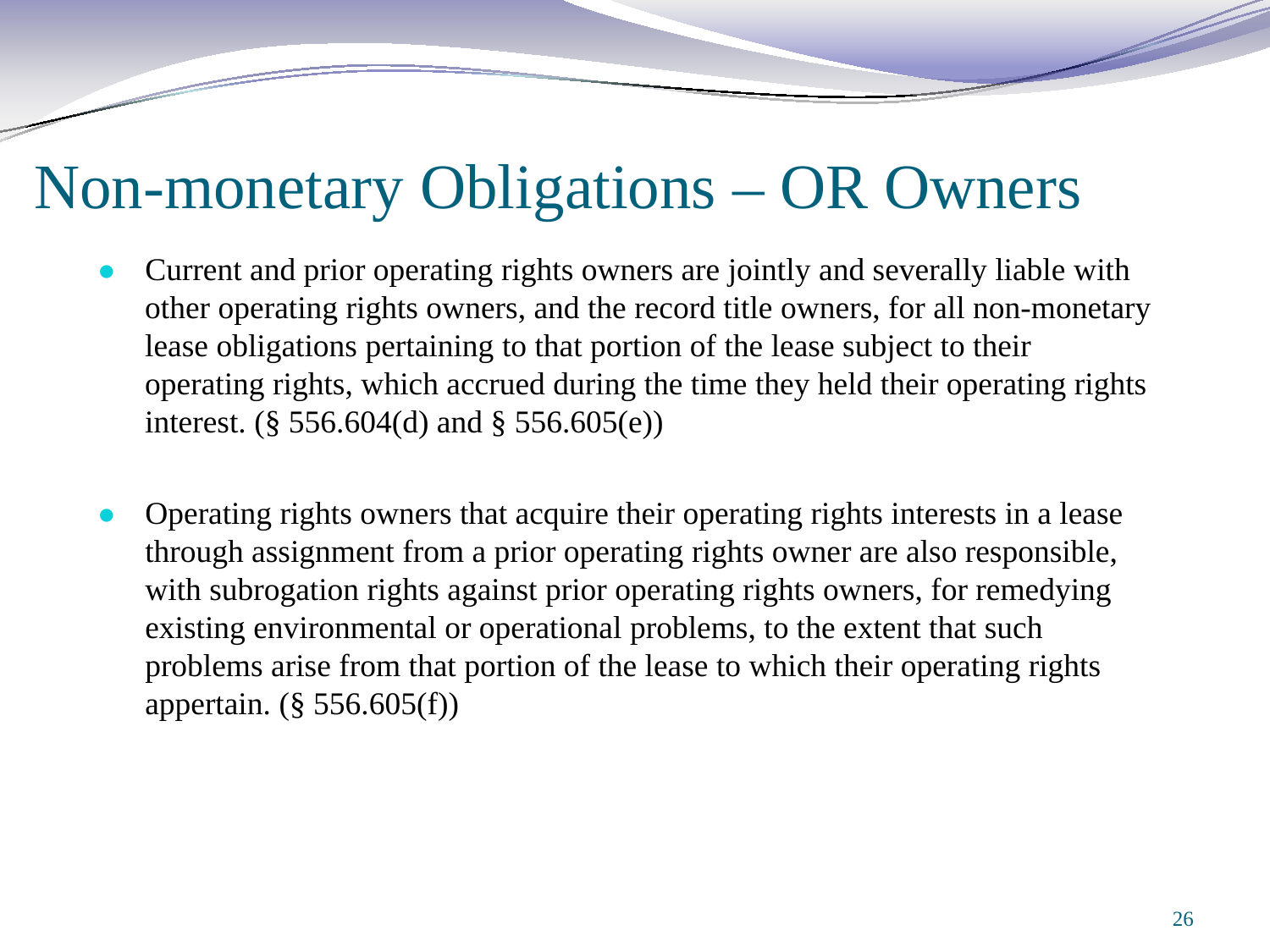# Non-monetary Obligations – OR Owners

- Current and prior operating rights owners are jointly and severally liable with other operating rights owners, and the record title owners, for all non-monetary lease obligations pertaining to that portion of the lease subject to their operating rights, which accrued during the time they held their operating rights interest. (§ 556.604(d) and § 556.605(e))

- Operating rights owners that acquire their operating rights interests in a lease through assignment from a prior operating rights owner are also responsible, with subrogation rights against prior operating rights owners, for remedying existing environmental or operational problems, to the extent that such problems arise from that portion of the lease to which their operating rights appertain. (§ 556.605(f))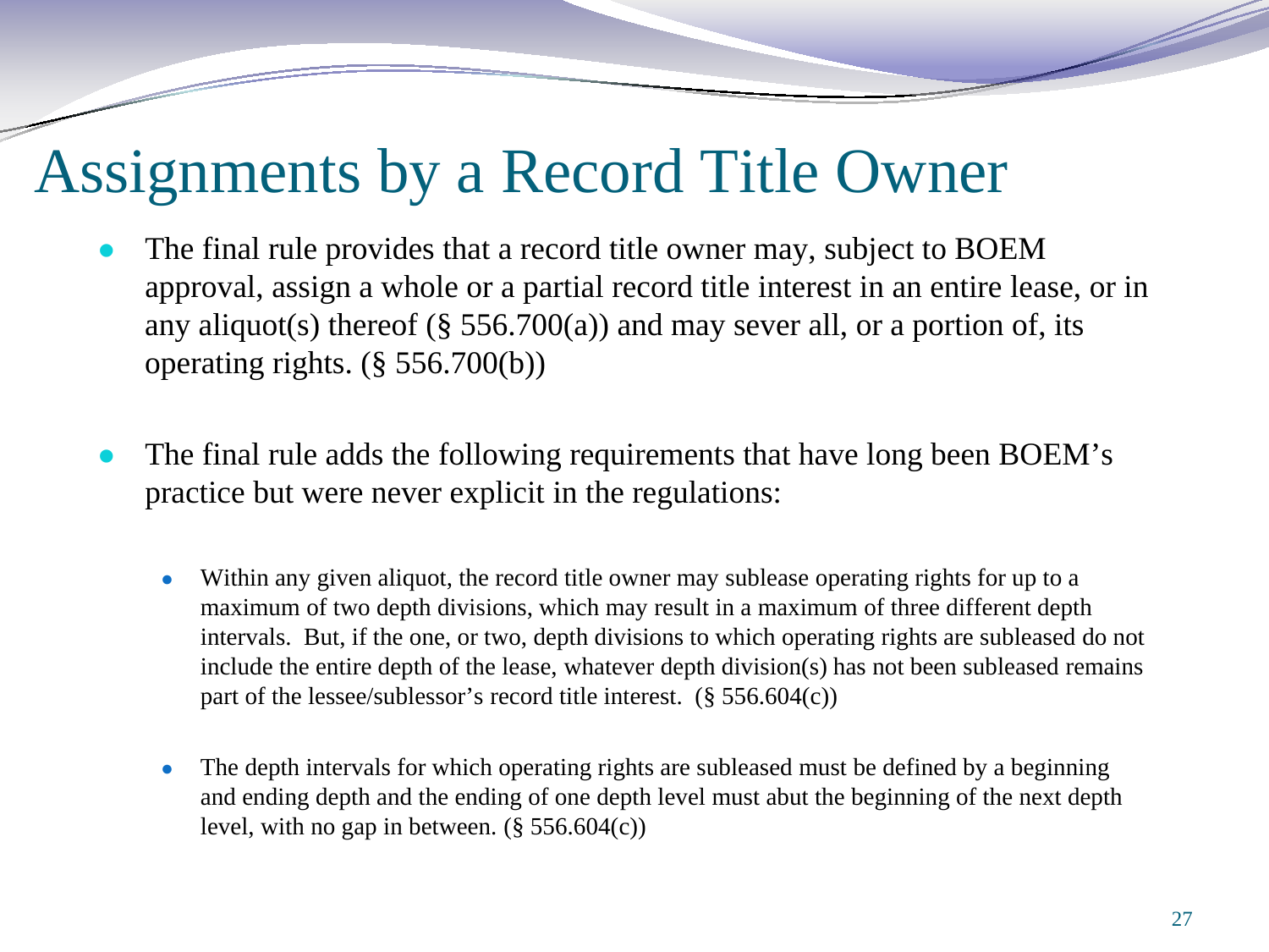# Assignments by a Record Title Owner

- The final rule provides that a record title owner may, subject to BOEM approval, assign a whole or a partial record title interest in an entire lease, or in any aliquot(s) thereof (§ 556.700(a)) and may sever all, or a portion of, its operating rights. (§ 556.700(b))

- The final rule adds the following requirements that have long been BOEM's practice but were never explicit in the regulations:

  - Within any given aliquot, the record title owner may sublease operating rights for up to a maximum of two depth divisions, which may result in a maximum of three different depth intervals. But, if the one, or two, depth divisions to which operating rights are subleased do not include the entire depth of the lease, whatever depth division(s) has not been subleased remains part of the lessee/sublessor's record title interest. (§ 556.604(c))

  - The depth intervals for which operating rights are subleased must be defined by a beginning and ending depth and the ending of one depth level must abut the beginning of the next depth level, with no gap in between. (§ 556.604(c))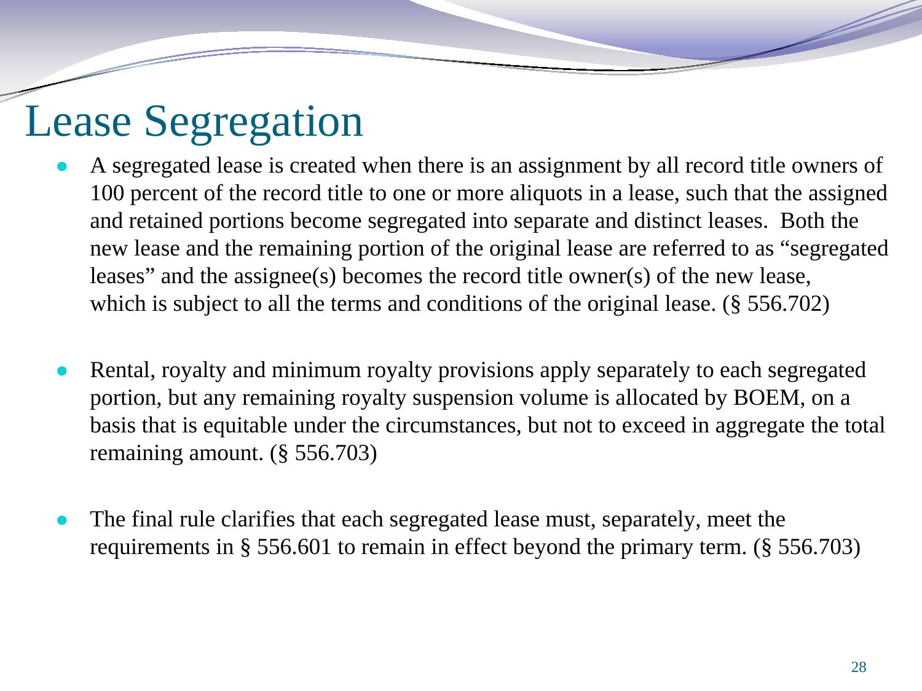# Lease Segregation

- A segregated lease is created when there is an assignment by all record title owners of 100 percent of the record title to one or more aliquots in a lease, such that the assigned and retained portions become segregated into separate and distinct leases. Both the new lease and the remaining portion of the original lease are referred to as "segregated leases" and the assignee(s) becomes the record title owner(s) of the new lease, which is subject to all the terms and conditions of the original lease. (§ 556.702)

- Rental, royalty and minimum royalty provisions apply separately to each segregated portion, but any remaining royalty suspension volume is allocated by BOEM, on a basis that is equitable under the circumstances, but not to exceed in aggregate the total remaining amount. (§ 556.703)

- The final rule clarifies that each segregated lease must, separately, meet the requirements in § 556.601 to remain in effect beyond the primary term. (§ 556.703)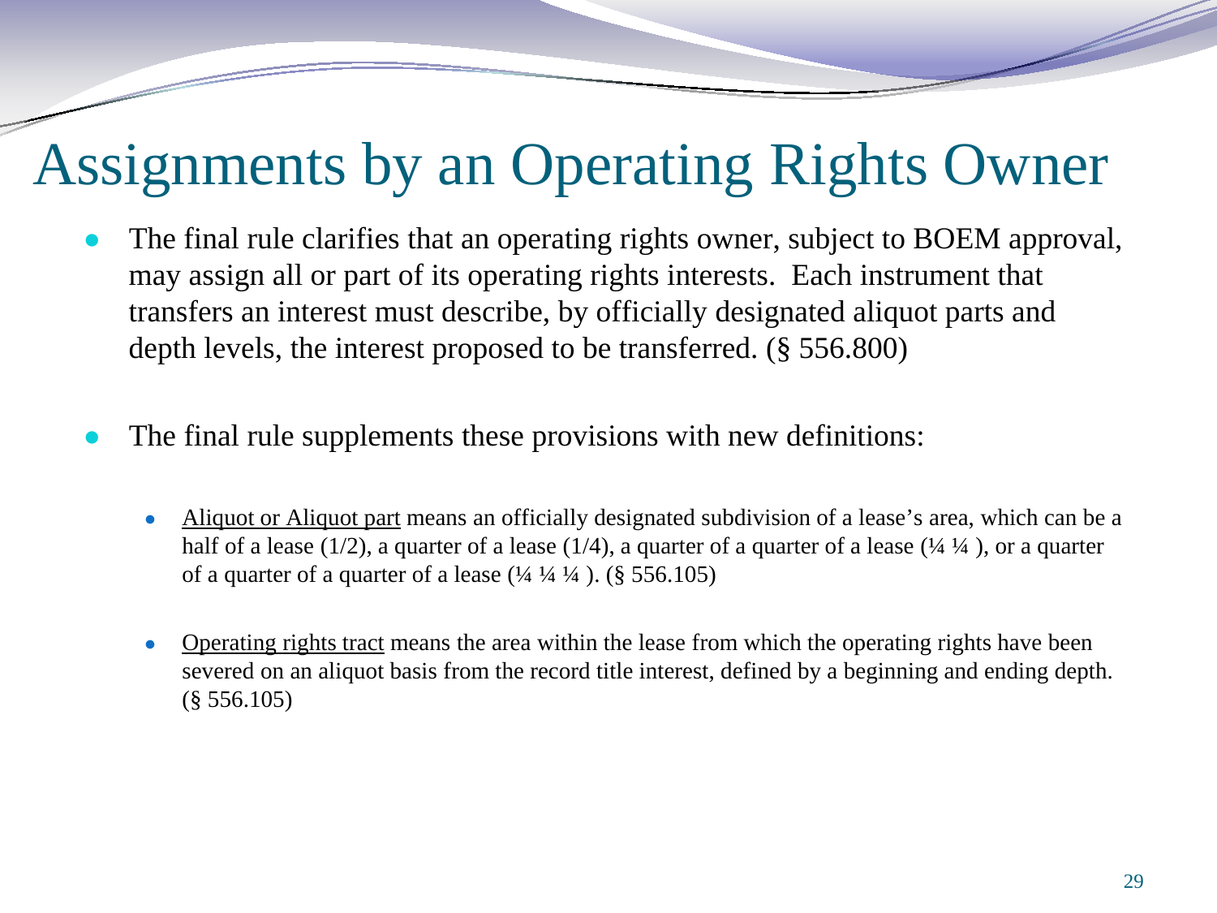# Assignments by an Operating Rights Owner

- The final rule clarifies that an operating rights owner, subject to BOEM approval, may assign all or part of its operating rights interests. Each instrument that transfers an interest must describe, by officially designated aliquot parts and depth levels, the interest proposed to be transferred. (§ 556.800)

- The final rule supplements these provisions with new definitions:

  - <u>Aliquot or Aliquot part</u> means an officially designated subdivision of a lease's area, which can be a half of a lease (1/2), a quarter of a lease (1/4), a quarter of a quarter of a lease (¼ ¼ ), or a quarter of a quarter of a quarter of a lease (¼ ¼ ¼ ). (§ 556.105)

  - <u>Operating rights tract</u> means the area within the lease from which the operating rights have been severed on an aliquot basis from the record title interest, defined by a beginning and ending depth. (§ 556.105)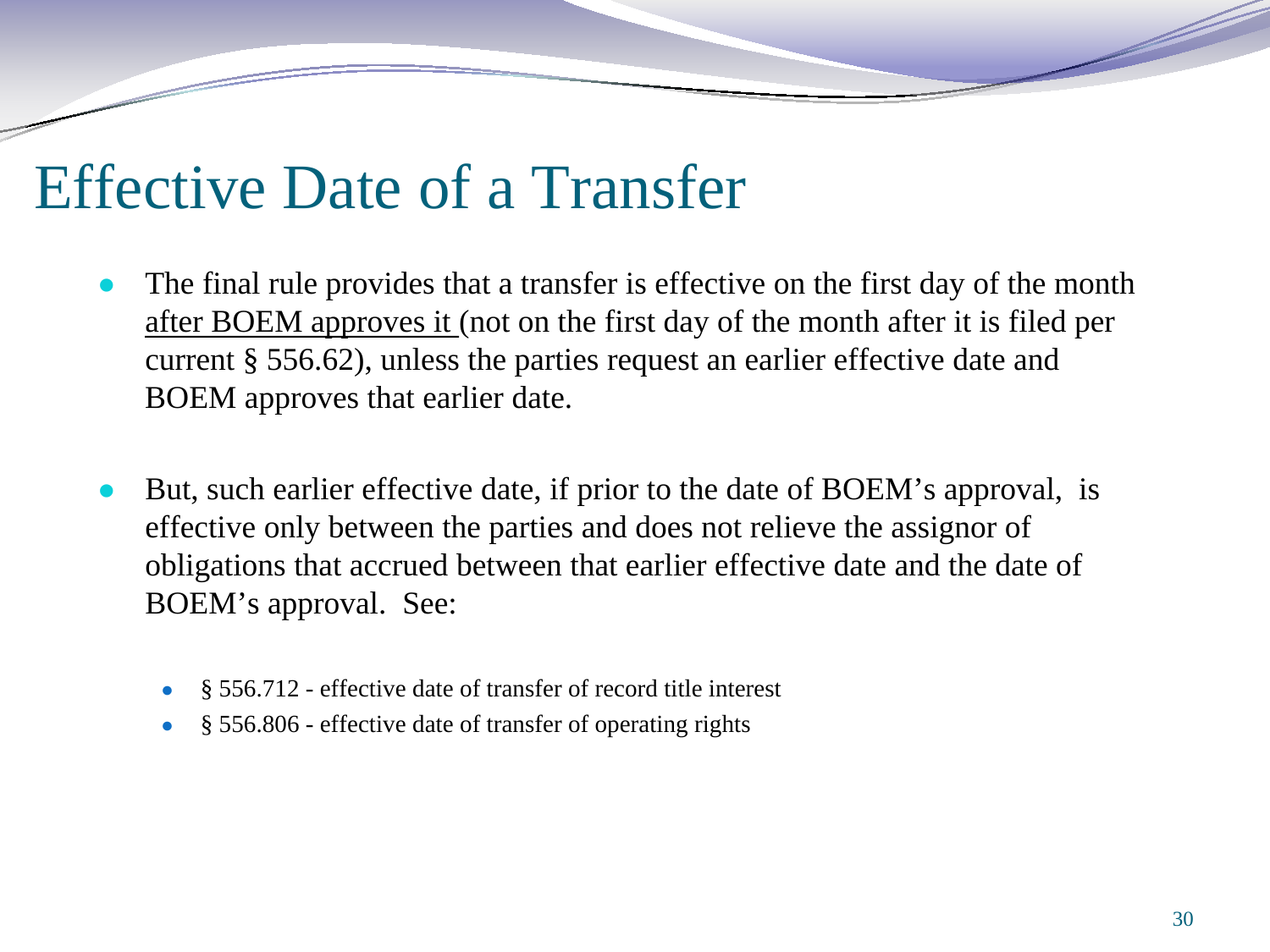# Effective Date of a Transfer

- The final rule provides that a transfer is effective on the first day of the month <u>after BOEM approves it</u> (not on the first day of the month after it is filed per current § 556.62), unless the parties request an earlier effective date and BOEM approves that earlier date.

- But, such earlier effective date, if prior to the date of BOEM's approval, is effective only between the parties and does not relieve the assignor of obligations that accrued between that earlier effective date and the date of BOEM's approval. See:
  - § 556.712 - effective date of transfer of record title interest
  - § 556.806 - effective date of transfer of operating rights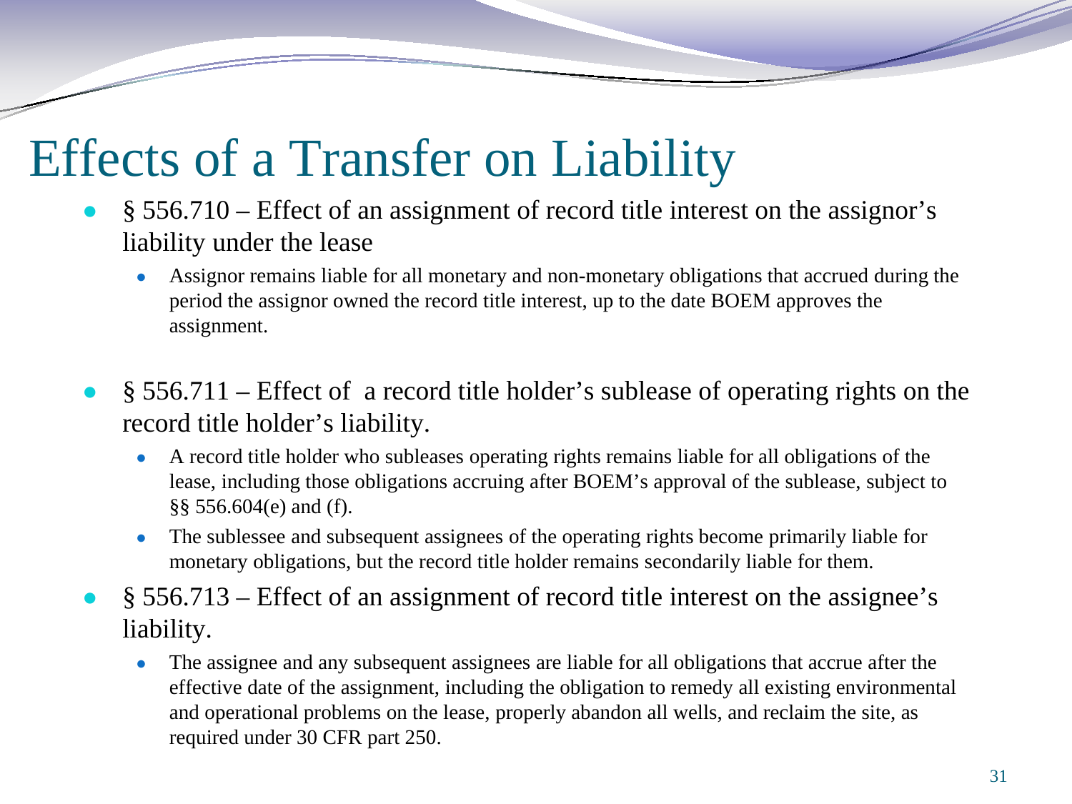# Effects of a Transfer on Liability

- § 556.710 – Effect of an assignment of record title interest on the assignor's liability under the lease
  - Assignor remains liable for all monetary and non-monetary obligations that accrued during the period the assignor owned the record title interest, up to the date BOEM approves the assignment.
- § 556.711 – Effect of a record title holder's sublease of operating rights on the record title holder's liability.
  - A record title holder who subleases operating rights remains liable for all obligations of the lease, including those obligations accruing after BOEM's approval of the sublease, subject to §§ 556.604(e) and (f).
  - The sublessee and subsequent assignees of the operating rights become primarily liable for monetary obligations, but the record title holder remains secondarily liable for them.
- § 556.713 – Effect of an assignment of record title interest on the assignee's liability.
  - The assignee and any subsequent assignees are liable for all obligations that accrue after the effective date of the assignment, including the obligation to remedy all existing environmental and operational problems on the lease, properly abandon all wells, and reclaim the site, as required under 30 CFR part 250.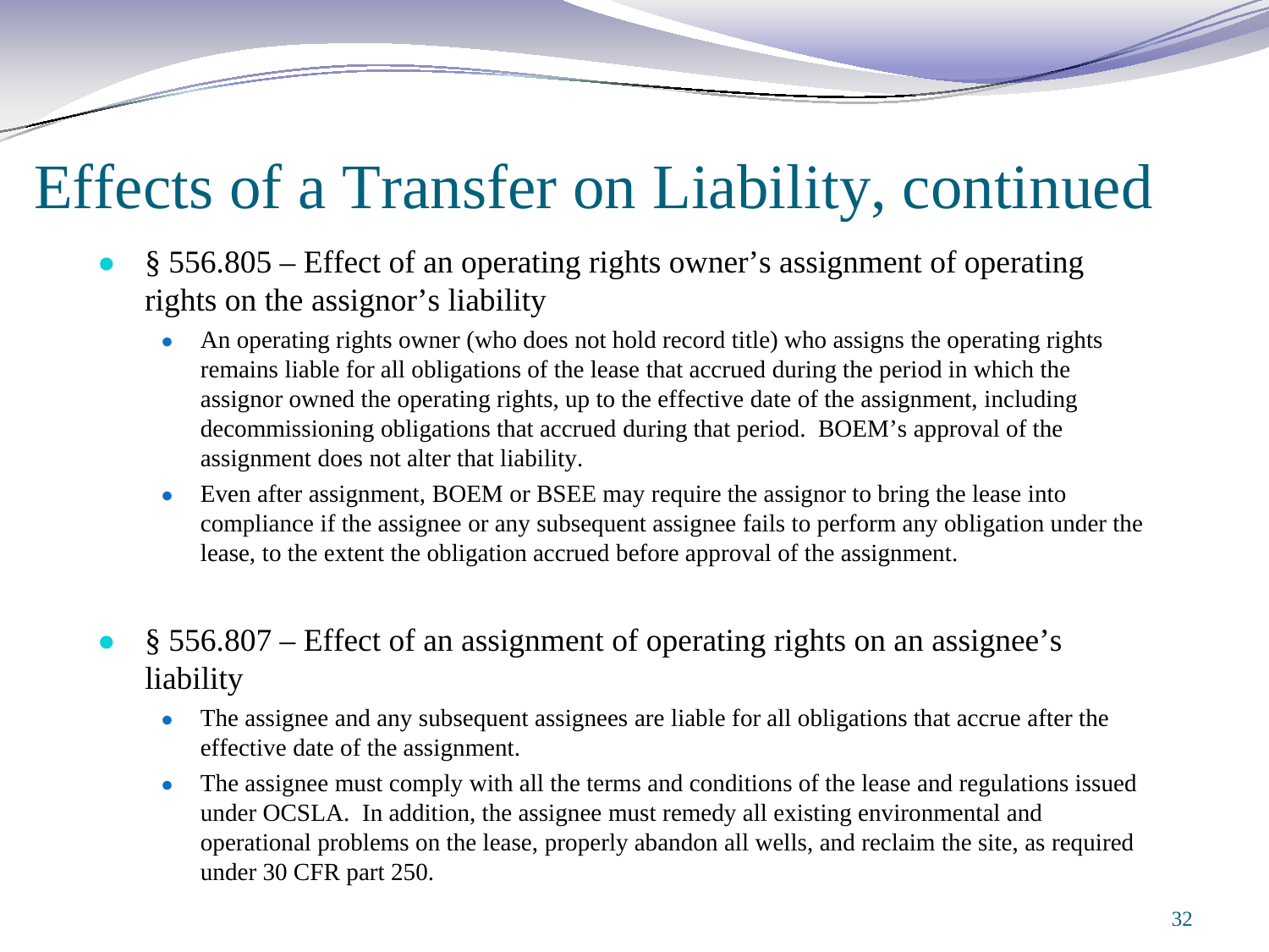# Effects of a Transfer on Liability, continued

- § 556.805 – Effect of an operating rights owner's assignment of operating rights on the assignor's liability
  - An operating rights owner (who does not hold record title) who assigns the operating rights remains liable for all obligations of the lease that accrued during the period in which the assignor owned the operating rights, up to the effective date of the assignment, including decommissioning obligations that accrued during that period. BOEM's approval of the assignment does not alter that liability.
  - Even after assignment, BOEM or BSEE may require the assignor to bring the lease into compliance if the assignee or any subsequent assignee fails to perform any obligation under the lease, to the extent the obligation accrued before approval of the assignment.

- § 556.807 – Effect of an assignment of operating rights on an assignee's liability
  - The assignee and any subsequent assignees are liable for all obligations that accrue after the effective date of the assignment.
  - The assignee must comply with all the terms and conditions of the lease and regulations issued under OCSLA. In addition, the assignee must remedy all existing environmental and operational problems on the lease, properly abandon all wells, and reclaim the site, as required under 30 CFR part 250.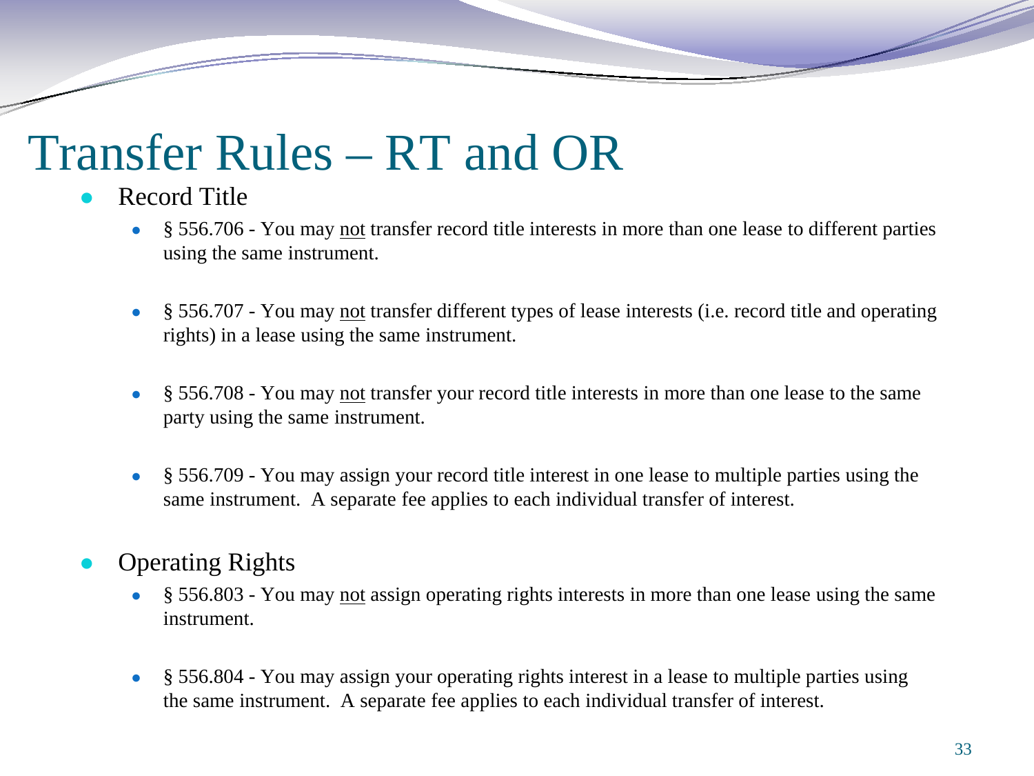# Transfer Rules – RT and OR

- Record Title
  - § 556.706 - You may <u>not</u> transfer record title interests in more than one lease to different parties using the same instrument.
  - § 556.707 - You may <u>not</u> transfer different types of lease interests (i.e. record title and operating rights) in a lease using the same instrument.
  - § 556.708 - You may <u>not</u> transfer your record title interests in more than one lease to the same party using the same instrument.
  - § 556.709 - You may assign your record title interest in one lease to multiple parties using the same instrument. A separate fee applies to each individual transfer of interest.
- Operating Rights
  - § 556.803 - You may <u>not</u> assign operating rights interests in more than one lease using the same instrument.
  - § 556.804 - You may assign your operating rights interest in a lease to multiple parties using the same instrument. A separate fee applies to each individual transfer of interest.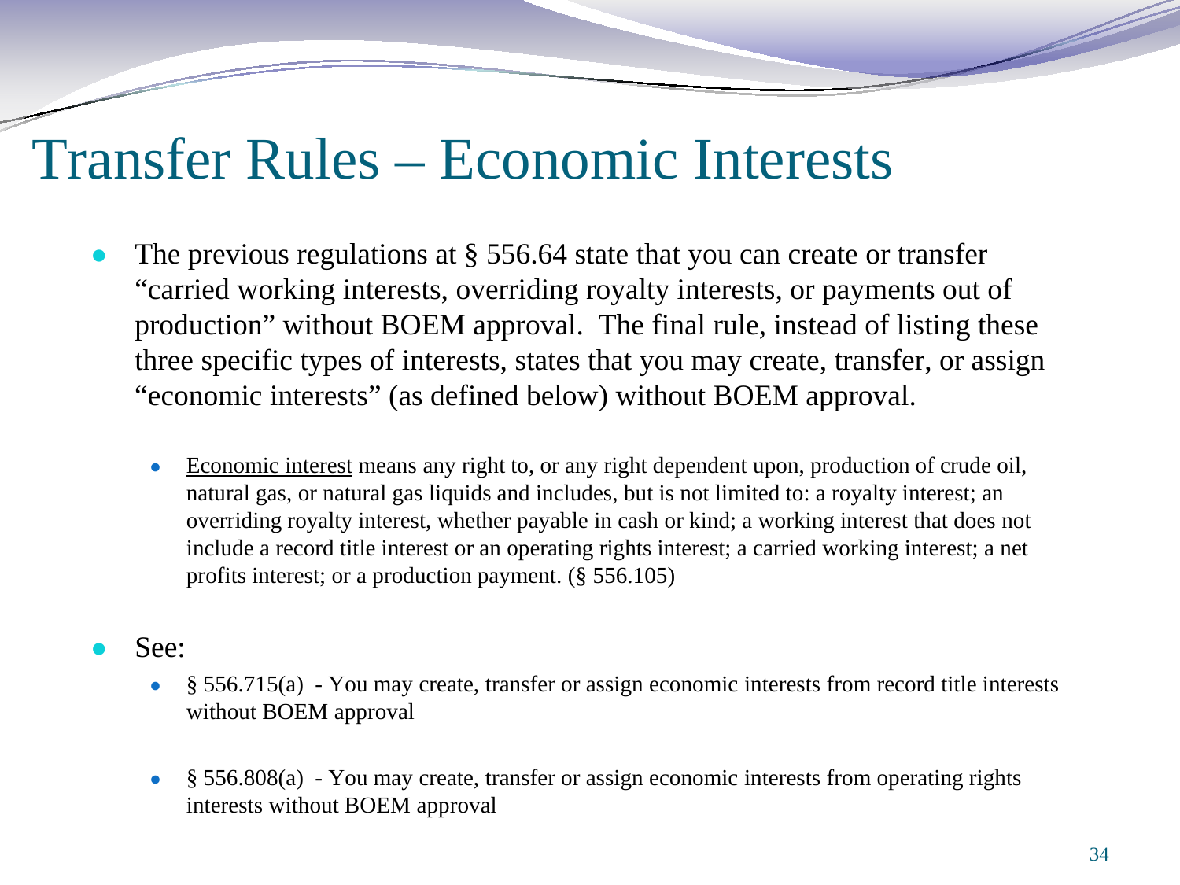# Transfer Rules – Economic Interests

- The previous regulations at § 556.64 state that you can create or transfer "carried working interests, overriding royalty interests, or payments out of production" without BOEM approval. The final rule, instead of listing these three specific types of interests, states that you may create, transfer, or assign "economic interests" (as defined below) without BOEM approval.
  - <u>Economic interest</u> means any right to, or any right dependent upon, production of crude oil, natural gas, or natural gas liquids and includes, but is not limited to: a royalty interest; an overriding royalty interest, whether payable in cash or kind; a working interest that does not include a record title interest or an operating rights interest; a carried working interest; a net profits interest; or a production payment. (§ 556.105)
- See:
  - § 556.715(a) - You may create, transfer or assign economic interests from record title interests without BOEM approval
  - § 556.808(a) - You may create, transfer or assign economic interests from operating rights interests without BOEM approval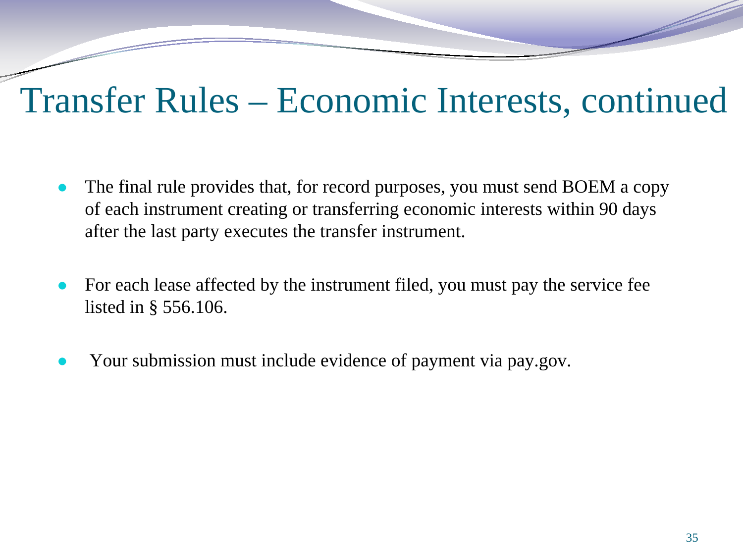# Transfer Rules – Economic Interests, continued

- The final rule provides that, for record purposes, you must send BOEM a copy of each instrument creating or transferring economic interests within 90 days after the last party executes the transfer instrument.
- For each lease affected by the instrument filed, you must pay the service fee listed in § 556.106.
- Your submission must include evidence of payment via pay.gov.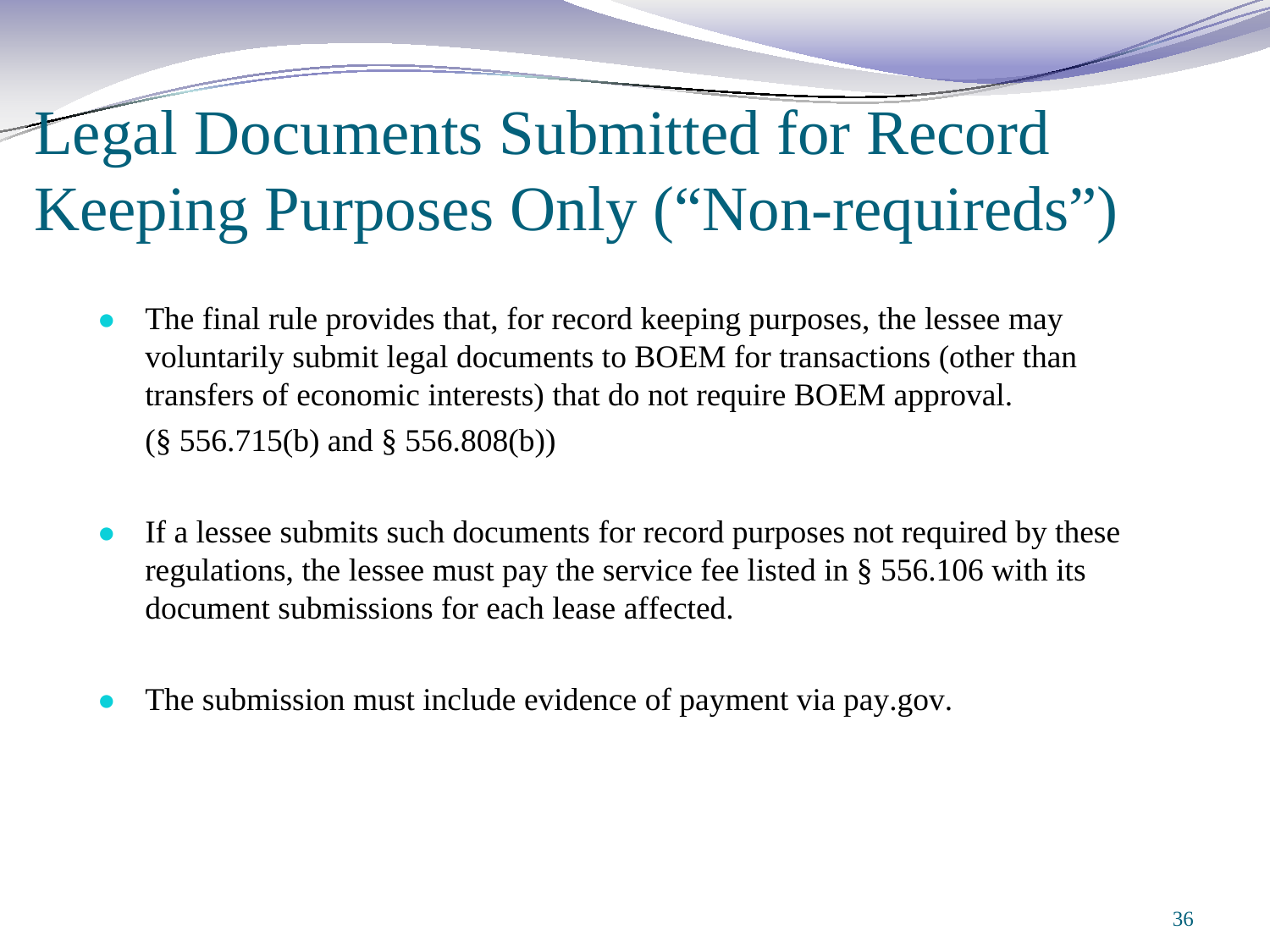# Legal Documents Submitted for Record Keeping Purposes Only ("Non-requireds")

- The final rule provides that, for record keeping purposes, the lessee may voluntarily submit legal documents to BOEM for transactions (other than transfers of economic interests) that do not require BOEM approval. (§ 556.715(b) and § 556.808(b))
- If a lessee submits such documents for record purposes not required by these regulations, the lessee must pay the service fee listed in § 556.106 with its document submissions for each lease affected.
- The submission must include evidence of payment via pay.gov.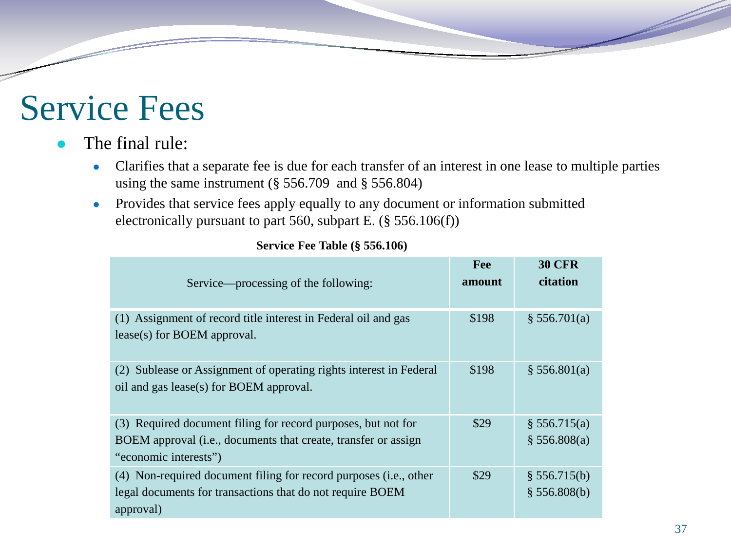# Service Fees

- The final rule:
  - Clarifies that a separate fee is due for each transfer of an interest in one lease to multiple parties using the same instrument (§ 556.709 and § 556.804)
  - Provides that service fees apply equally to any document or information submitted electronically pursuant to part 560, subpart E. (§ 556.106(f))

**Service Fee Table (§ 556.106)**

| Service—processing of the following: | Fee amount | 30 CFR citation |
|---|---|---|
| (1) Assignment of record title interest in Federal oil and gas lease(s) for BOEM approval. | $198 | § 556.701(a) |
| (2) Sublease or Assignment of operating rights interest in Federal oil and gas lease(s) for BOEM approval. | $198 | § 556.801(a) |
| (3) Required document filing for record purposes, but not for BOEM approval (i.e., documents that create, transfer or assign "economic interests") | $29 | § 556.715(a) § 556.808(a) |
| (4) Non-required document filing for record purposes (i.e., other legal documents for transactions that do not require BOEM approval) | $29 | § 556.715(b) § 556.808(b) |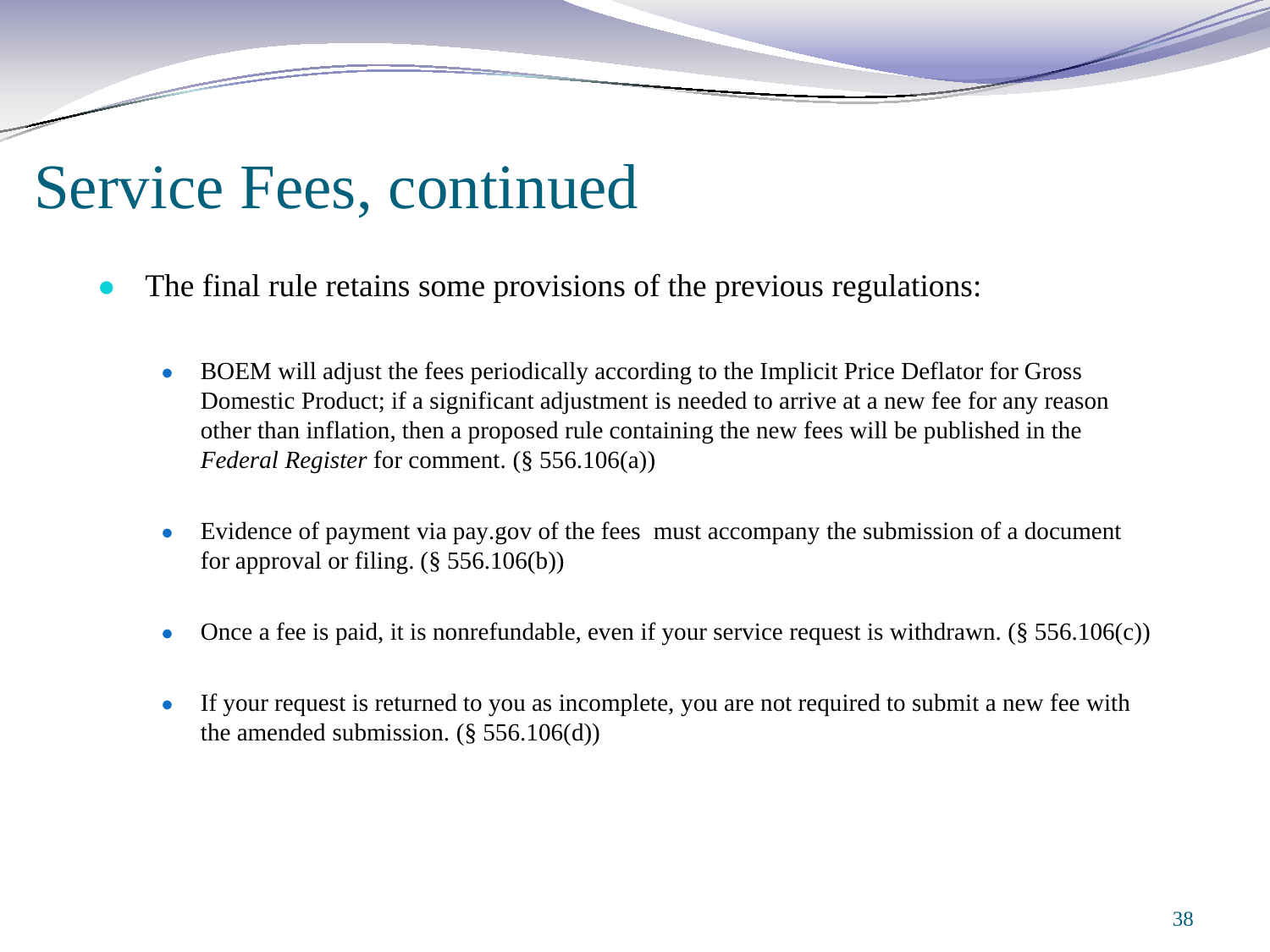# Service Fees, continued

- The final rule retains some provisions of the previous regulations:
  - BOEM will adjust the fees periodically according to the Implicit Price Deflator for Gross Domestic Product; if a significant adjustment is needed to arrive at a new fee for any reason other than inflation, then a proposed rule containing the new fees will be published in the *Federal Register* for comment. (§ 556.106(a))
  - Evidence of payment via pay.gov of the fees must accompany the submission of a document for approval or filing. (§ 556.106(b))
  - Once a fee is paid, it is nonrefundable, even if your service request is withdrawn. (§ 556.106(c))
  - If your request is returned to you as incomplete, you are not required to submit a new fee with the amended submission. (§ 556.106(d))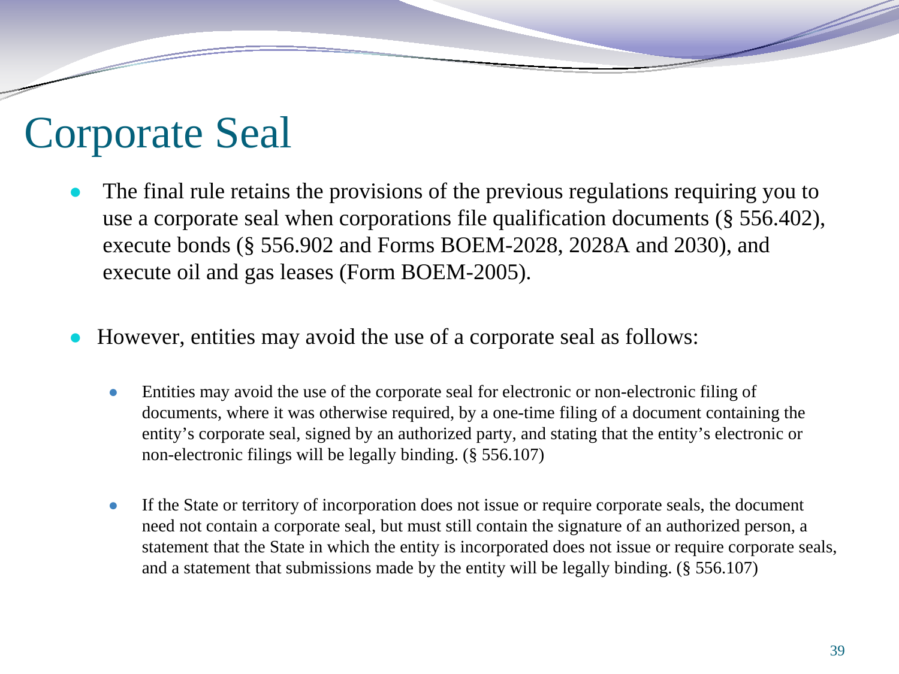# Corporate Seal

- The final rule retains the provisions of the previous regulations requiring you to use a corporate seal when corporations file qualification documents (§ 556.402), execute bonds (§ 556.902 and Forms BOEM-2028, 2028A and 2030), and execute oil and gas leases (Form BOEM-2005).

- However, entities may avoid the use of a corporate seal as follows:

  - Entities may avoid the use of the corporate seal for electronic or non-electronic filing of documents, where it was otherwise required, by a one-time filing of a document containing the entity's corporate seal, signed by an authorized party, and stating that the entity's electronic or non-electronic filings will be legally binding. (§ 556.107)

  - If the State or territory of incorporation does not issue or require corporate seals, the document need not contain a corporate seal, but must still contain the signature of an authorized person, a statement that the State in which the entity is incorporated does not issue or require corporate seals, and a statement that submissions made by the entity will be legally binding. (§ 556.107)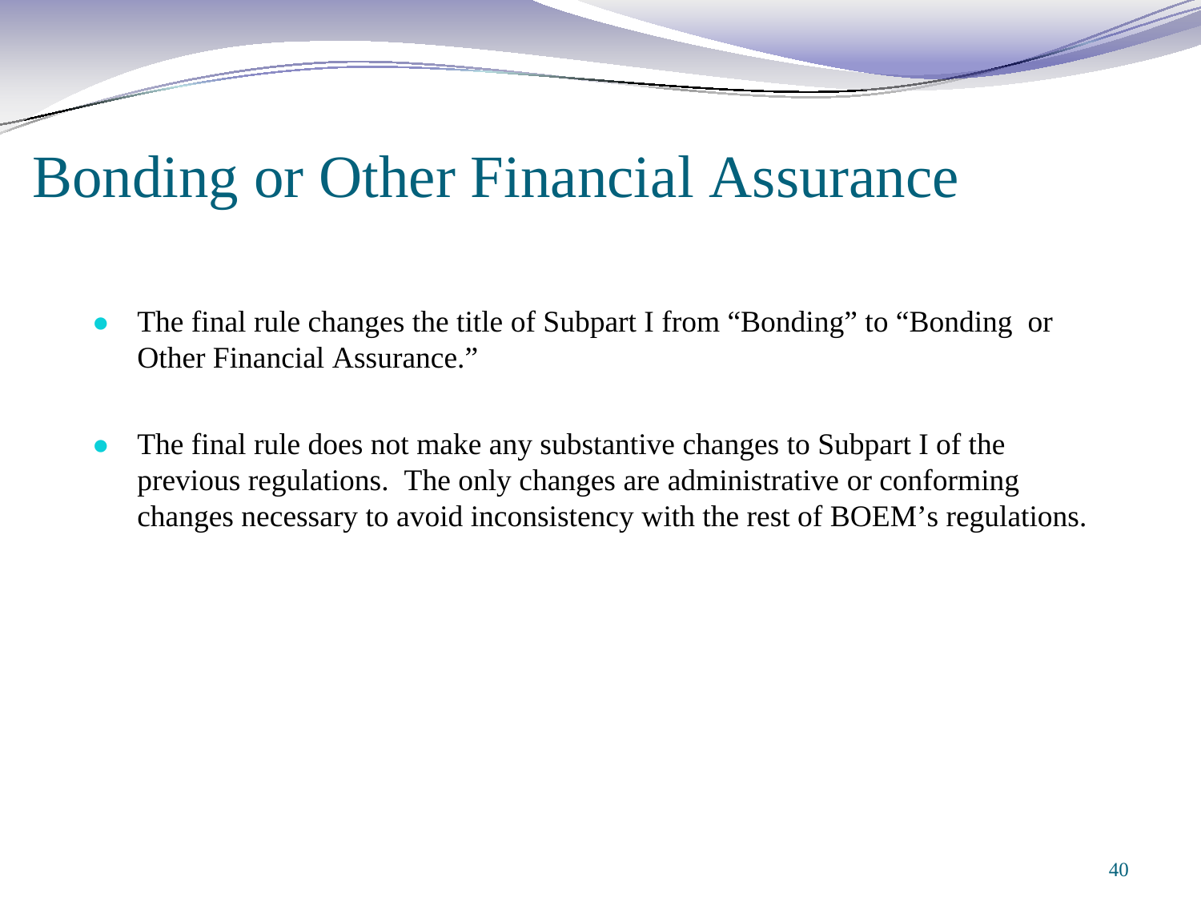# Bonding or Other Financial Assurance

- The final rule changes the title of Subpart I from “Bonding” to “Bonding or Other Financial Assurance.”
- The final rule does not make any substantive changes to Subpart I of the previous regulations. The only changes are administrative or conforming changes necessary to avoid inconsistency with the rest of BOEM’s regulations.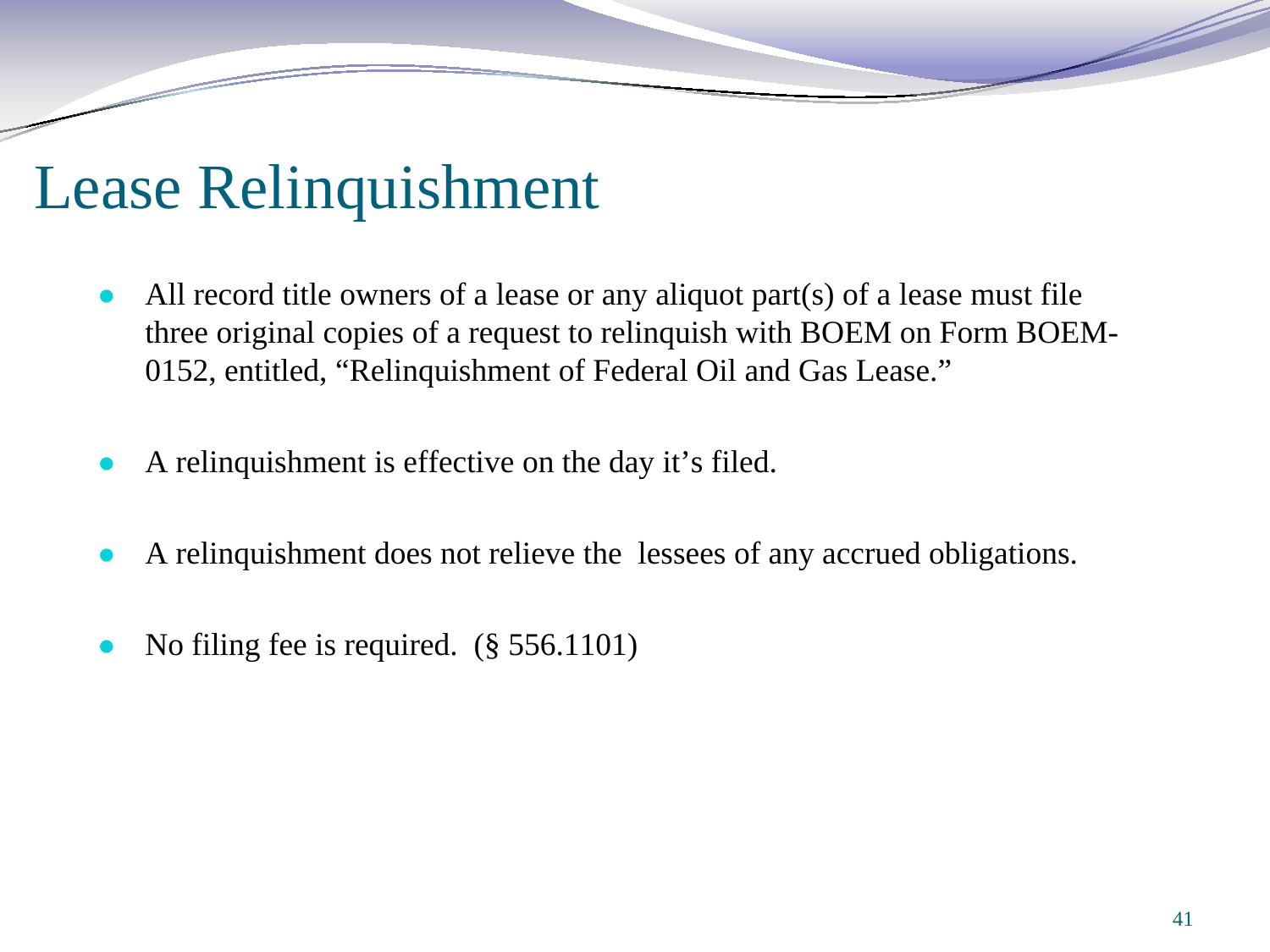# Lease Relinquishment

- All record title owners of a lease or any aliquot part(s) of a lease must file three original copies of a request to relinquish with BOEM on Form BOEM-0152, entitled, "Relinquishment of Federal Oil and Gas Lease."
- A relinquishment is effective on the day it's filed.
- A relinquishment does not relieve the lessees of any accrued obligations.
- No filing fee is required. (§ 556.1101)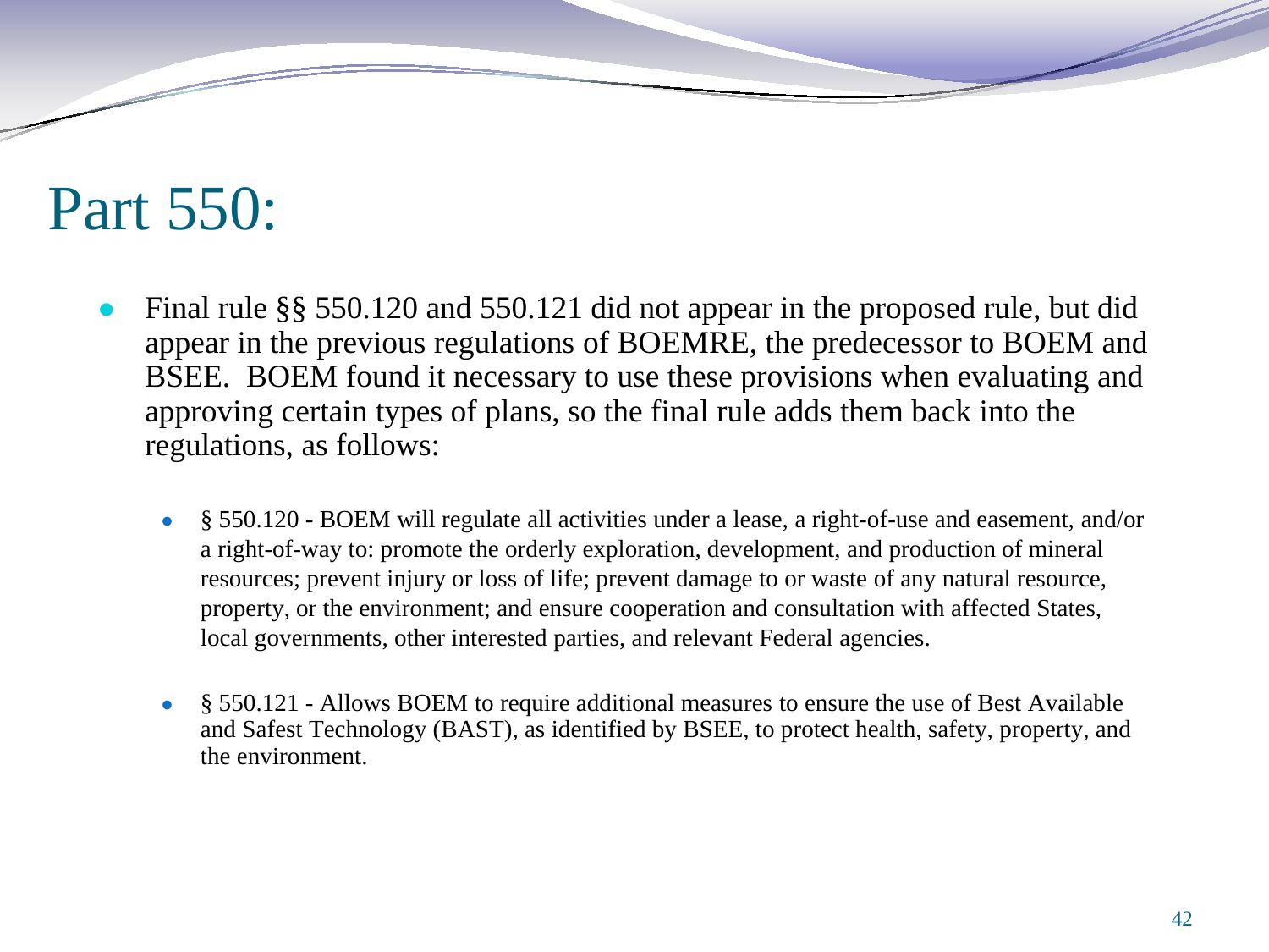# Part 550:

- Final rule §§ 550.120 and 550.121 did not appear in the proposed rule, but did appear in the previous regulations of BOEMRE, the predecessor to BOEM and BSEE. BOEM found it necessary to use these provisions when evaluating and approving certain types of plans, so the final rule adds them back into the regulations, as follows:
  - § 550.120 - BOEM will regulate all activities under a lease, a right-of-use and easement, and/or a right-of-way to: promote the orderly exploration, development, and production of mineral resources; prevent injury or loss of life; prevent damage to or waste of any natural resource, property, or the environment; and ensure cooperation and consultation with affected States, local governments, other interested parties, and relevant Federal agencies.
  - § 550.121 - Allows BOEM to require additional measures to ensure the use of Best Available and Safest Technology (BAST), as identified by BSEE, to protect health, safety, property, and the environment.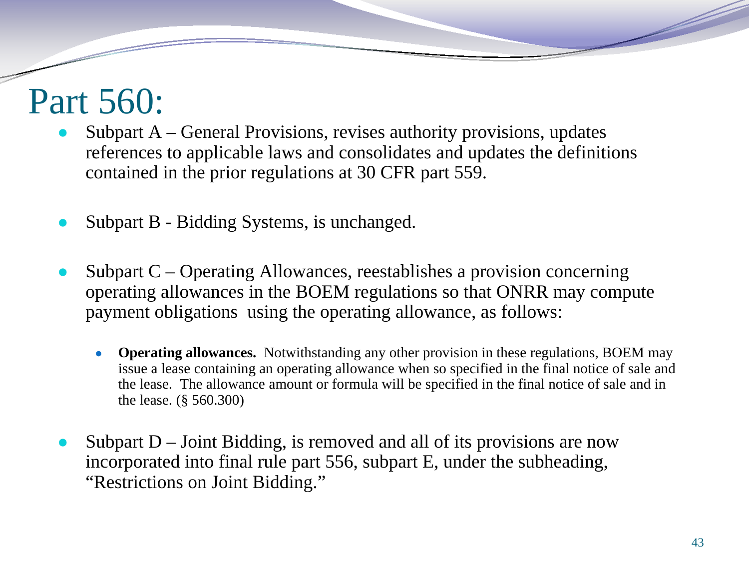# Part 560:

- Subpart A – General Provisions, revises authority provisions, updates references to applicable laws and consolidates and updates the definitions contained in the prior regulations at 30 CFR part 559.

- Subpart B - Bidding Systems, is unchanged.

- Subpart C – Operating Allowances, reestablishes a provision concerning operating allowances in the BOEM regulations so that ONRR may compute payment obligations using the operating allowance, as follows:

  - **Operating allowances.** Notwithstanding any other provision in these regulations, BOEM may issue a lease containing an operating allowance when so specified in the final notice of sale and the lease. The allowance amount or formula will be specified in the final notice of sale and in the lease. (§ 560.300)

- Subpart D – Joint Bidding, is removed and all of its provisions are now incorporated into final rule part 556, subpart E, under the subheading, "Restrictions on Joint Bidding."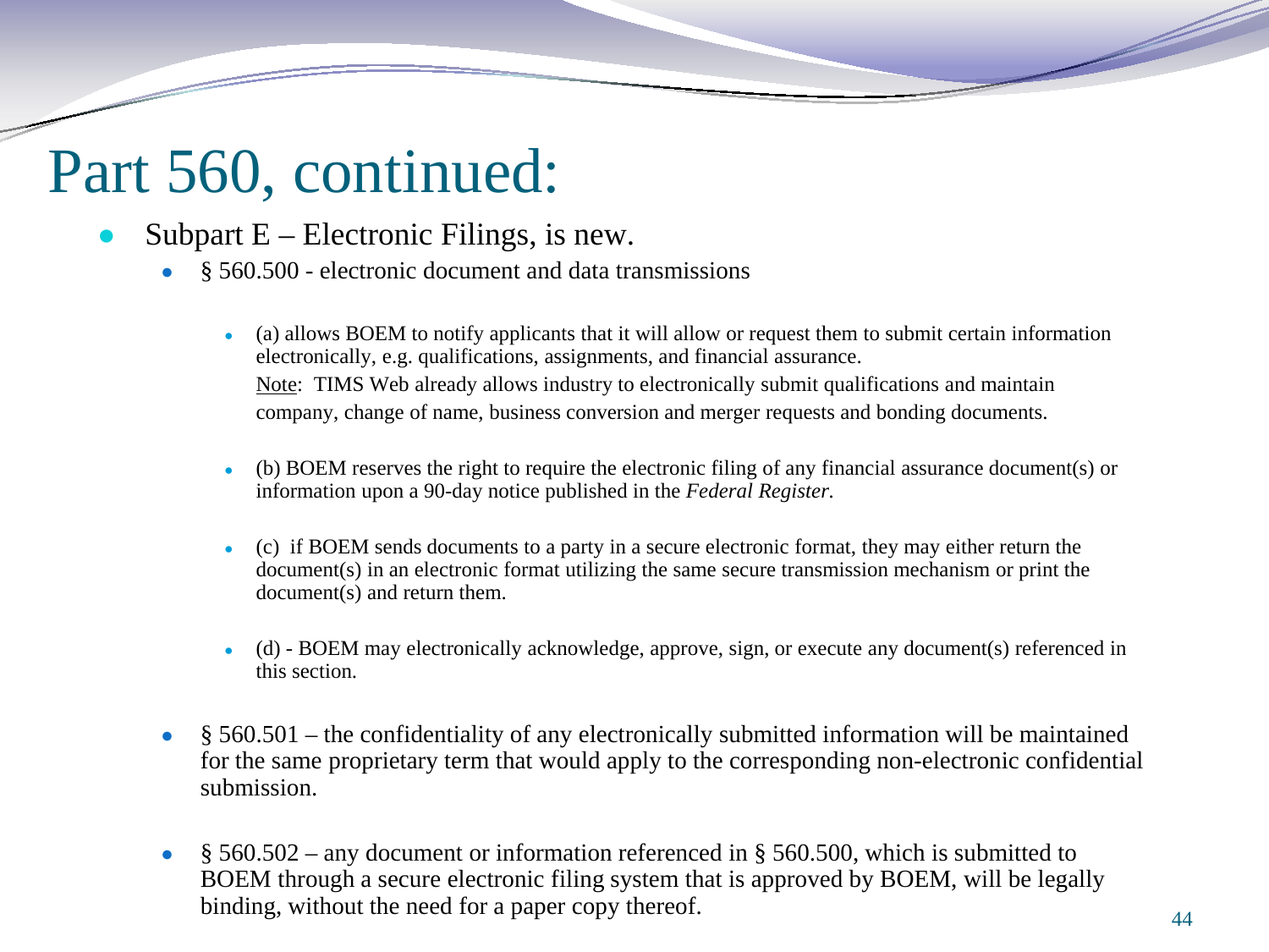# Part 560, continued:

- Subpart E – Electronic Filings, is new.
  - § 560.500 - electronic document and data transmissions
    - (a) allows BOEM to notify applicants that it will allow or request them to submit certain information electronically, e.g. qualifications, assignments, and financial assurance.
      Note: TIMS Web already allows industry to electronically submit qualifications and maintain company, change of name, business conversion and merger requests and bonding documents.
    - (b) BOEM reserves the right to require the electronic filing of any financial assurance document(s) or information upon a 90-day notice published in the *Federal Register.*
    - (c) if BOEM sends documents to a party in a secure electronic format, they may either return the document(s) in an electronic format utilizing the same secure transmission mechanism or print the document(s) and return them.
    - (d) - BOEM may electronically acknowledge, approve, sign, or execute any document(s) referenced in this section.
  - § 560.501 – the confidentiality of any electronically submitted information will be maintained for the same proprietary term that would apply to the corresponding non-electronic confidential submission.
  - § 560.502 – any document or information referenced in § 560.500, which is submitted to BOEM through a secure electronic filing system that is approved by BOEM, will be legally binding, without the need for a paper copy thereof.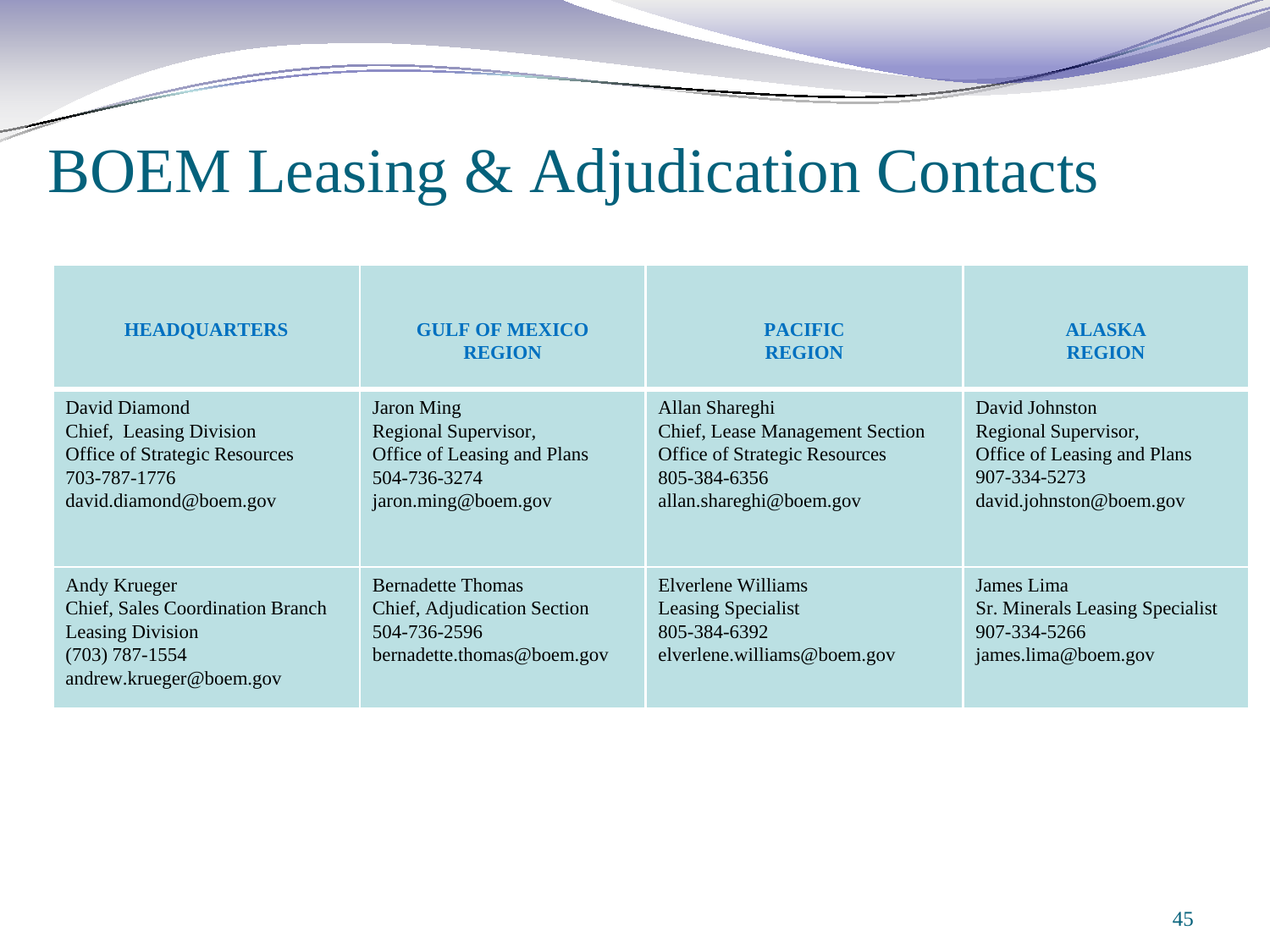# BOEM Leasing & Adjudication Contacts

| **HEADQUARTERS** | **GULF OF MEXICO REGION** | **PACIFIC REGION** | **ALASKA REGION** |
|---|---|---|---|
| David Diamond<br>Chief, Leasing Division<br>Office of Strategic Resources<br>703-787-1776<br>david.diamond@boem.gov | Jaron Ming<br>Regional Supervisor,<br>Office of Leasing and Plans<br>504-736-3274<br>jaron.ming@boem.gov | Allan Shareghi<br>Chief, Lease Management Section<br>Office of Strategic Resources<br>805-384-6356<br>allan.shareghi@boem.gov | David Johnston<br>Regional Supervisor,<br>Office of Leasing and Plans<br>907-334-5273<br>david.johnston@boem.gov |
| Andy Krueger<br>Chief, Sales Coordination Branch<br>Leasing Division<br>(703) 787-1554<br>andrew.krueger@boem.gov | Bernadette Thomas<br>Chief, Adjudication Section<br>504-736-2596<br>bernadette.thomas@boem.gov | Elverlene Williams<br>Leasing Specialist<br>805-384-6392<br>elverlene.williams@boem.gov | James Lima<br>Sr. Minerals Leasing Specialist<br>907-334-5266<br>james.lima@boem.gov |